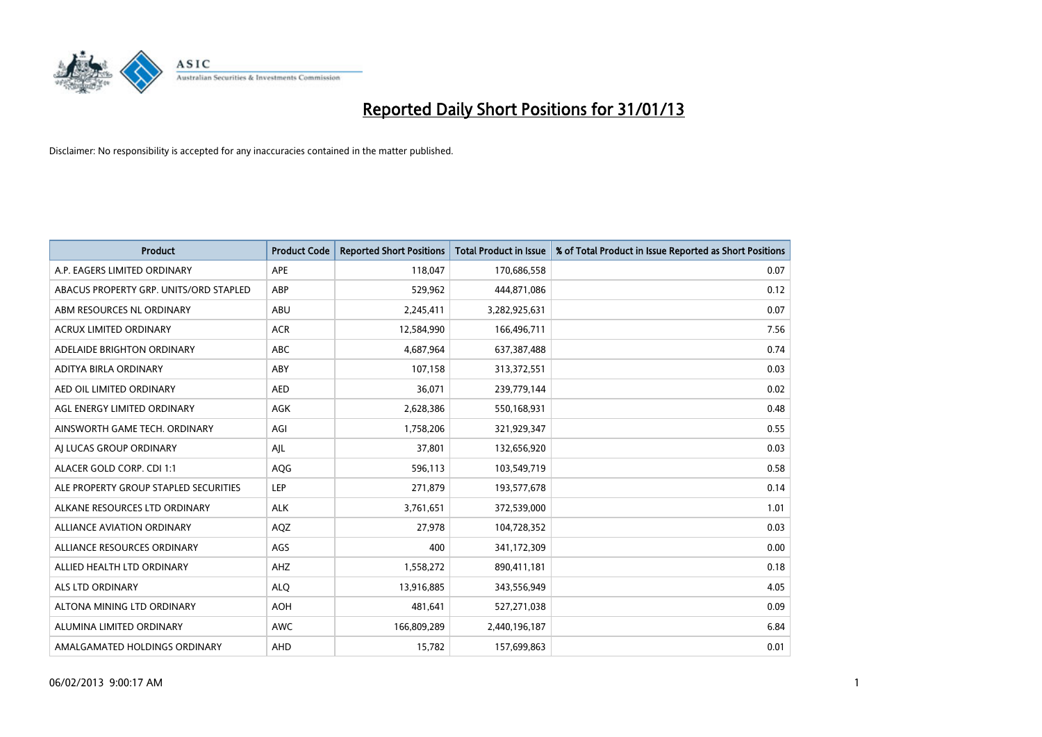# Reported Daily Short Positions for 31/01/13

Disclaimer: No responsibility is accepted for any inaccuracies contained in the matter published.

| Product | Product Code | Reported Short Positions | Total Product in Issue | % of Total Product in Issue Reported as Short Positions |
|---|---|---|---|---|
| A.P. EAGERS LIMITED ORDINARY | APE | 118,047 | 170,686,558 | 0.07 |
| ABACUS PROPERTY GRP. UNITS/ORD STAPLED | ABP | 529,962 | 444,871,086 | 0.12 |
| ABM RESOURCES NL ORDINARY | ABU | 2,245,411 | 3,282,925,631 | 0.07 |
| ACRUX LIMITED ORDINARY | ACR | 12,584,990 | 166,496,711 | 7.56 |
| ADELAIDE BRIGHTON ORDINARY | ABC | 4,687,964 | 637,387,488 | 0.74 |
| ADITYA BIRLA ORDINARY | ABY | 107,158 | 313,372,551 | 0.03 |
| AED OIL LIMITED ORDINARY | AED | 36,071 | 239,779,144 | 0.02 |
| AGL ENERGY LIMITED ORDINARY | AGK | 2,628,386 | 550,168,931 | 0.48 |
| AINSWORTH GAME TECH. ORDINARY | AGI | 1,758,206 | 321,929,347 | 0.55 |
| AJ LUCAS GROUP ORDINARY | AJL | 37,801 | 132,656,920 | 0.03 |
| ALACER GOLD CORP. CDI 1:1 | AQG | 596,113 | 103,549,719 | 0.58 |
| ALE PROPERTY GROUP STAPLED SECURITIES | LEP | 271,879 | 193,577,678 | 0.14 |
| ALKANE RESOURCES LTD ORDINARY | ALK | 3,761,651 | 372,539,000 | 1.01 |
| ALLIANCE AVIATION ORDINARY | AQZ | 27,978 | 104,728,352 | 0.03 |
| ALLIANCE RESOURCES ORDINARY | AGS | 400 | 341,172,309 | 0.00 |
| ALLIED HEALTH LTD ORDINARY | AHZ | 1,558,272 | 890,411,181 | 0.18 |
| ALS LTD ORDINARY | ALQ | 13,916,885 | 343,556,949 | 4.05 |
| ALTONA MINING LTD ORDINARY | AOH | 481,641 | 527,271,038 | 0.09 |
| ALUMINA LIMITED ORDINARY | AWC | 166,809,289 | 2,440,196,187 | 6.84 |
| AMALGAMATED HOLDINGS ORDINARY | AHD | 15,782 | 157,699,863 | 0.01 |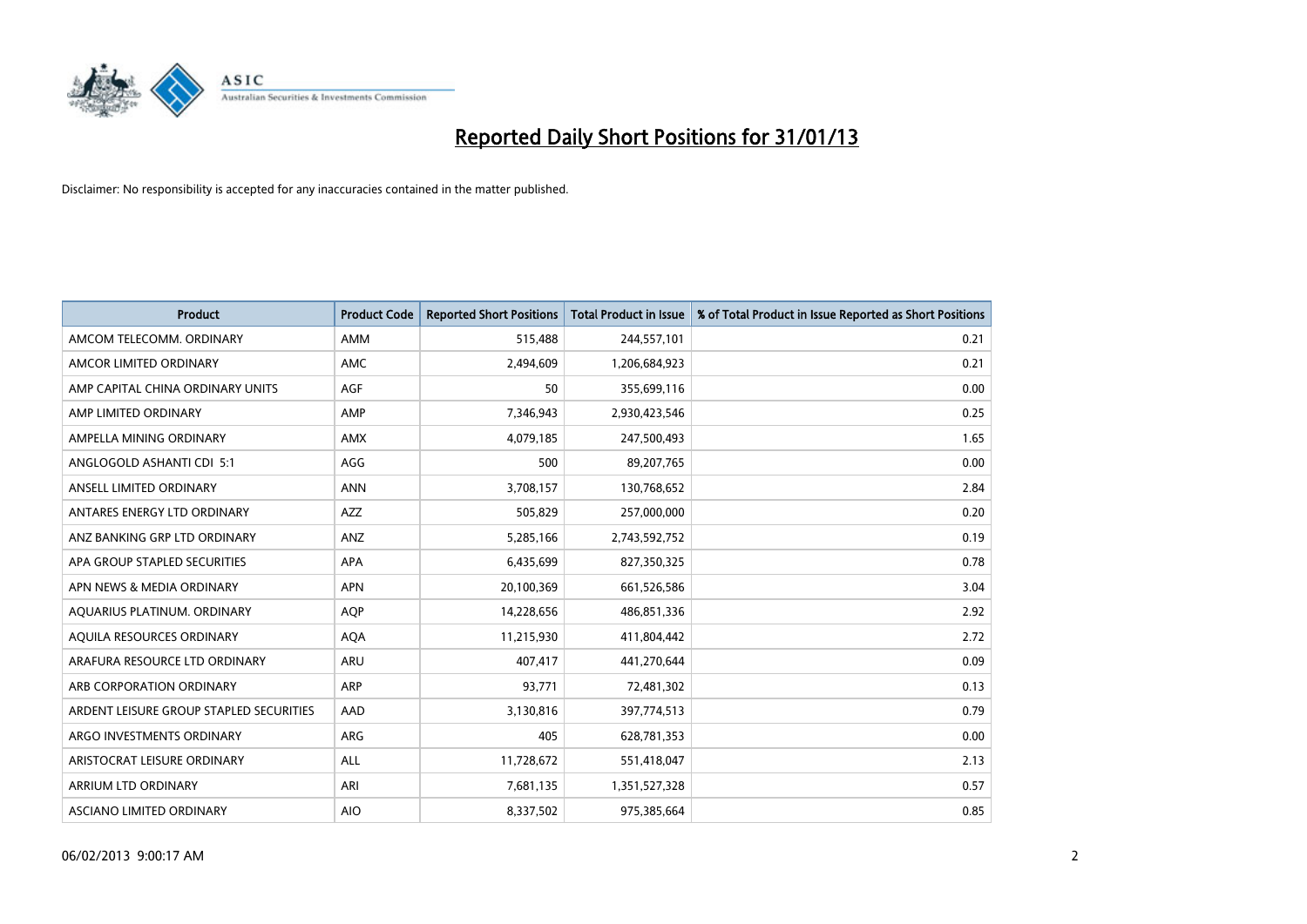# Reported Daily Short Positions for 31/01/13

Disclaimer: No responsibility is accepted for any inaccuracies contained in the matter published.

| Product | Product Code | Reported Short Positions | Total Product in Issue | % of Total Product in Issue Reported as Short Positions |
|---|---|---|---|---|
| AMCOM TELECOMM. ORDINARY | AMM | 515,488 | 244,557,101 | 0.21 |
| AMCOR LIMITED ORDINARY | AMC | 2,494,609 | 1,206,684,923 | 0.21 |
| AMP CAPITAL CHINA ORDINARY UNITS | AGF | 50 | 355,699,116 | 0.00 |
| AMP LIMITED ORDINARY | AMP | 7,346,943 | 2,930,423,546 | 0.25 |
| AMPELLA MINING ORDINARY | AMX | 4,079,185 | 247,500,493 | 1.65 |
| ANGLOGOLD ASHANTI CDI 5:1 | AGG | 500 | 89,207,765 | 0.00 |
| ANSELL LIMITED ORDINARY | ANN | 3,708,157 | 130,768,652 | 2.84 |
| ANTARES ENERGY LTD ORDINARY | AZZ | 505,829 | 257,000,000 | 0.20 |
| ANZ BANKING GRP LTD ORDINARY | ANZ | 5,285,166 | 2,743,592,752 | 0.19 |
| APA GROUP STAPLED SECURITIES | APA | 6,435,699 | 827,350,325 | 0.78 |
| APN NEWS & MEDIA ORDINARY | APN | 20,100,369 | 661,526,586 | 3.04 |
| AQUARIUS PLATINUM. ORDINARY | AQP | 14,228,656 | 486,851,336 | 2.92 |
| AQUILA RESOURCES ORDINARY | AQA | 11,215,930 | 411,804,442 | 2.72 |
| ARAFURA RESOURCE LTD ORDINARY | ARU | 407,417 | 441,270,644 | 0.09 |
| ARB CORPORATION ORDINARY | ARP | 93,771 | 72,481,302 | 0.13 |
| ARDENT LEISURE GROUP STAPLED SECURITIES | AAD | 3,130,816 | 397,774,513 | 0.79 |
| ARGO INVESTMENTS ORDINARY | ARG | 405 | 628,781,353 | 0.00 |
| ARISTOCRAT LEISURE ORDINARY | ALL | 11,728,672 | 551,418,047 | 2.13 |
| ARRIUM LTD ORDINARY | ARI | 7,681,135 | 1,351,527,328 | 0.57 |
| ASCIANO LIMITED ORDINARY | AIO | 8,337,502 | 975,385,664 | 0.85 |

06/02/2013 9:00:17 AM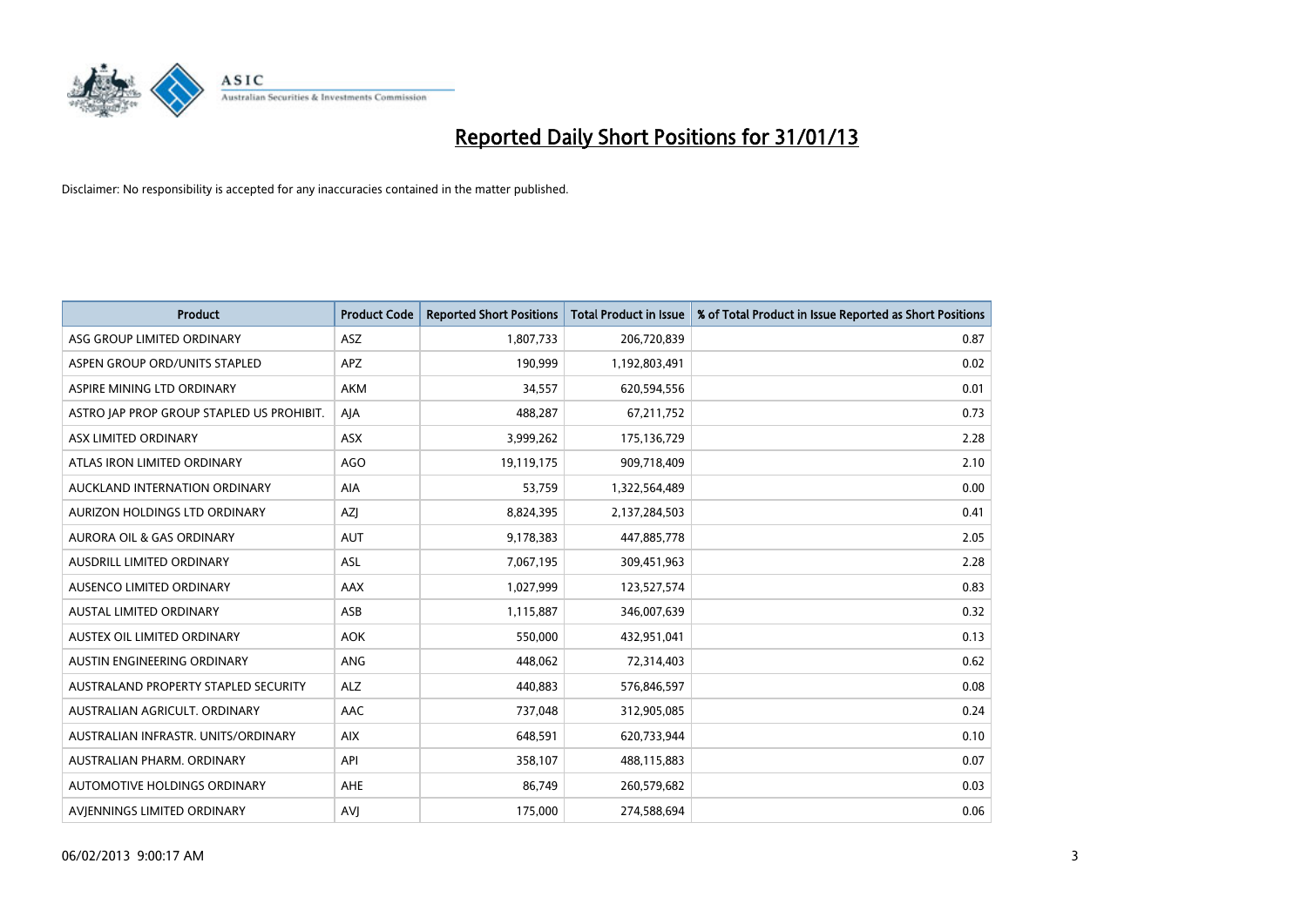# Reported Daily Short Positions for 31/01/13

Disclaimer: No responsibility is accepted for any inaccuracies contained in the matter published.

| Product | Product Code | Reported Short Positions | Total Product in Issue | % of Total Product in Issue Reported as Short Positions |
| --- | --- | --- | --- | --- |
| ASG GROUP LIMITED ORDINARY | ASZ | 1,807,733 | 206,720,839 | 0.87 |
| ASPEN GROUP ORD/UNITS STAPLED | APZ | 190,999 | 1,192,803,491 | 0.02 |
| ASPIRE MINING LTD ORDINARY | AKM | 34,557 | 620,594,556 | 0.01 |
| ASTRO JAP PROP GROUP STAPLED US PROHIBIT. | AJA | 488,287 | 67,211,752 | 0.73 |
| ASX LIMITED ORDINARY | ASX | 3,999,262 | 175,136,729 | 2.28 |
| ATLAS IRON LIMITED ORDINARY | AGO | 19,119,175 | 909,718,409 | 2.10 |
| AUCKLAND INTERNATION ORDINARY | AIA | 53,759 | 1,322,564,489 | 0.00 |
| AURIZON HOLDINGS LTD ORDINARY | AZJ | 8,824,395 | 2,137,284,503 | 0.41 |
| AURORA OIL & GAS ORDINARY | AUT | 9,178,383 | 447,885,778 | 2.05 |
| AUSDRILL LIMITED ORDINARY | ASL | 7,067,195 | 309,451,963 | 2.28 |
| AUSENCO LIMITED ORDINARY | AAX | 1,027,999 | 123,527,574 | 0.83 |
| AUSTAL LIMITED ORDINARY | ASB | 1,115,887 | 346,007,639 | 0.32 |
| AUSTEX OIL LIMITED ORDINARY | AOK | 550,000 | 432,951,041 | 0.13 |
| AUSTIN ENGINEERING ORDINARY | ANG | 448,062 | 72,314,403 | 0.62 |
| AUSTRALAND PROPERTY STAPLED SECURITY | ALZ | 440,883 | 576,846,597 | 0.08 |
| AUSTRALIAN AGRICULT. ORDINARY | AAC | 737,048 | 312,905,085 | 0.24 |
| AUSTRALIAN INFRASTR. UNITS/ORDINARY | AIX | 648,591 | 620,733,944 | 0.10 |
| AUSTRALIAN PHARM. ORDINARY | API | 358,107 | 488,115,883 | 0.07 |
| AUTOMOTIVE HOLDINGS ORDINARY | AHE | 86,749 | 260,579,682 | 0.03 |
| AVJENNINGS LIMITED ORDINARY | AVJ | 175,000 | 274,588,694 | 0.06 |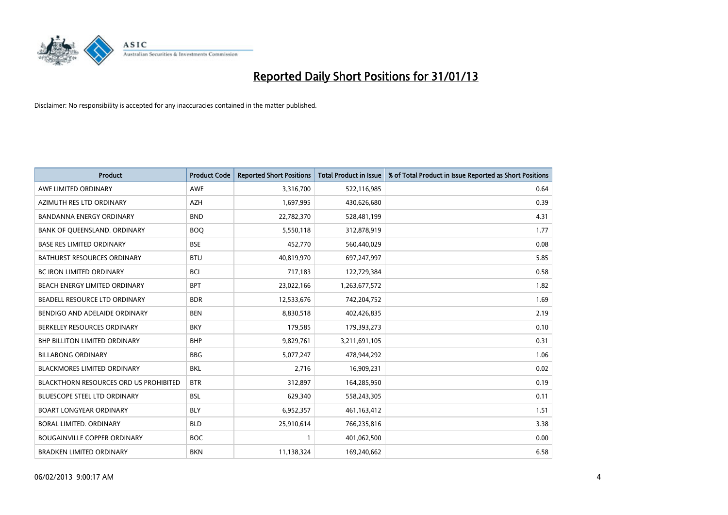# Reported Daily Short Positions for 31/01/13

Disclaimer: No responsibility is accepted for any inaccuracies contained in the matter published.

| Product | Product Code | Reported Short Positions | Total Product in Issue | % of Total Product in Issue Reported as Short Positions |
|---|---|---|---|---|
| AWE LIMITED ORDINARY | AWE | 3,316,700 | 522,116,985 | 0.64 |
| AZIMUTH RES LTD ORDINARY | AZH | 1,697,995 | 430,626,680 | 0.39 |
| BANDANNA ENERGY ORDINARY | BND | 22,782,370 | 528,481,199 | 4.31 |
| BANK OF QUEENSLAND. ORDINARY | BOQ | 5,550,118 | 312,878,919 | 1.77 |
| BASE RES LIMITED ORDINARY | BSE | 452,770 | 560,440,029 | 0.08 |
| BATHURST RESOURCES ORDINARY | BTU | 40,819,970 | 697,247,997 | 5.85 |
| BC IRON LIMITED ORDINARY | BCI | 717,183 | 122,729,384 | 0.58 |
| BEACH ENERGY LIMITED ORDINARY | BPT | 23,022,166 | 1,263,677,572 | 1.82 |
| BEADELL RESOURCE LTD ORDINARY | BDR | 12,533,676 | 742,204,752 | 1.69 |
| BENDIGO AND ADELAIDE ORDINARY | BEN | 8,830,518 | 402,426,835 | 2.19 |
| BERKELEY RESOURCES ORDINARY | BKY | 179,585 | 179,393,273 | 0.10 |
| BHP BILLITON LIMITED ORDINARY | BHP | 9,829,761 | 3,211,691,105 | 0.31 |
| BILLABONG ORDINARY | BBG | 5,077,247 | 478,944,292 | 1.06 |
| BLACKMORES LIMITED ORDINARY | BKL | 2,716 | 16,909,231 | 0.02 |
| BLACKTHORN RESOURCES ORD US PROHIBITED | BTR | 312,897 | 164,285,950 | 0.19 |
| BLUESCOPE STEEL LTD ORDINARY | BSL | 629,340 | 558,243,305 | 0.11 |
| BOART LONGYEAR ORDINARY | BLY | 6,952,357 | 461,163,412 | 1.51 |
| BORAL LIMITED. ORDINARY | BLD | 25,910,614 | 766,235,816 | 3.38 |
| BOUGAINVILLE COPPER ORDINARY | BOC | 1 | 401,062,500 | 0.00 |
| BRADKEN LIMITED ORDINARY | BKN | 11,138,324 | 169,240,662 | 6.58 |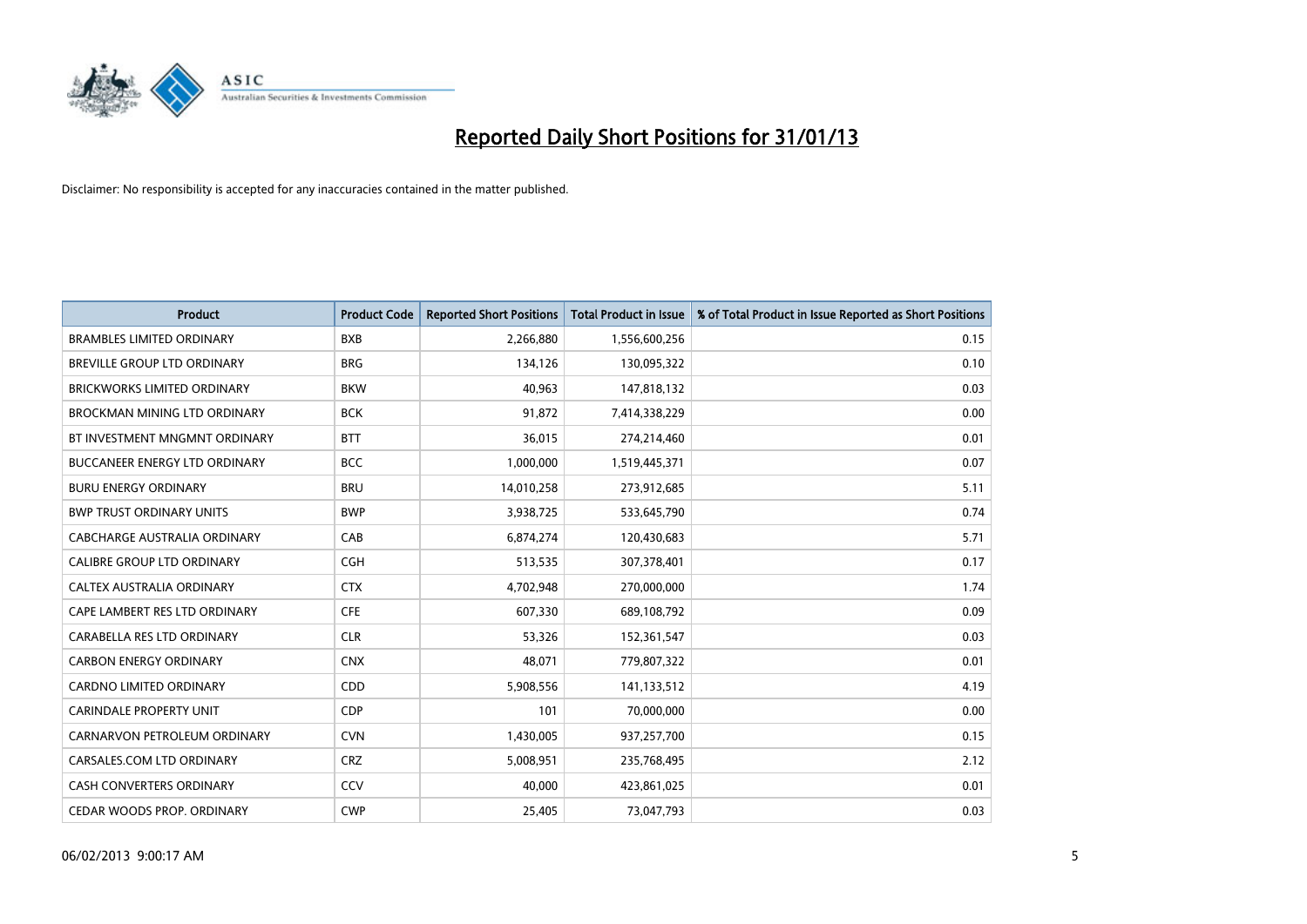# Reported Daily Short Positions for 31/01/13

Disclaimer: No responsibility is accepted for any inaccuracies contained in the matter published.

| Product | Product Code | Reported Short Positions | Total Product in Issue | % of Total Product in Issue Reported as Short Positions |
|---|---|---|---|---|
| BRAMBLES LIMITED ORDINARY | BXB | 2,266,880 | 1,556,600,256 | 0.15 |
| BREVILLE GROUP LTD ORDINARY | BRG | 134,126 | 130,095,322 | 0.10 |
| BRICKWORKS LIMITED ORDINARY | BKW | 40,963 | 147,818,132 | 0.03 |
| BROCKMAN MINING LTD ORDINARY | BCK | 91,872 | 7,414,338,229 | 0.00 |
| BT INVESTMENT MNGMNT ORDINARY | BTT | 36,015 | 274,214,460 | 0.01 |
| BUCCANEER ENERGY LTD ORDINARY | BCC | 1,000,000 | 1,519,445,371 | 0.07 |
| BURU ENERGY ORDINARY | BRU | 14,010,258 | 273,912,685 | 5.11 |
| BWP TRUST ORDINARY UNITS | BWP | 3,938,725 | 533,645,790 | 0.74 |
| CABCHARGE AUSTRALIA ORDINARY | CAB | 6,874,274 | 120,430,683 | 5.71 |
| CALIBRE GROUP LTD ORDINARY | CGH | 513,535 | 307,378,401 | 0.17 |
| CALTEX AUSTRALIA ORDINARY | CTX | 4,702,948 | 270,000,000 | 1.74 |
| CAPE LAMBERT RES LTD ORDINARY | CFE | 607,330 | 689,108,792 | 0.09 |
| CARABELLA RES LTD ORDINARY | CLR | 53,326 | 152,361,547 | 0.03 |
| CARBON ENERGY ORDINARY | CNX | 48,071 | 779,807,322 | 0.01 |
| CARDNO LIMITED ORDINARY | CDD | 5,908,556 | 141,133,512 | 4.19 |
| CARINDALE PROPERTY UNIT | CDP | 101 | 70,000,000 | 0.00 |
| CARNARVON PETROLEUM ORDINARY | CVN | 1,430,005 | 937,257,700 | 0.15 |
| CARSALES.COM LTD ORDINARY | CRZ | 5,008,951 | 235,768,495 | 2.12 |
| CASH CONVERTERS ORDINARY | CCV | 40,000 | 423,861,025 | 0.01 |
| CEDAR WOODS PROP. ORDINARY | CWP | 25,405 | 73,047,793 | 0.03 |

06/02/2013 9:00:17 AM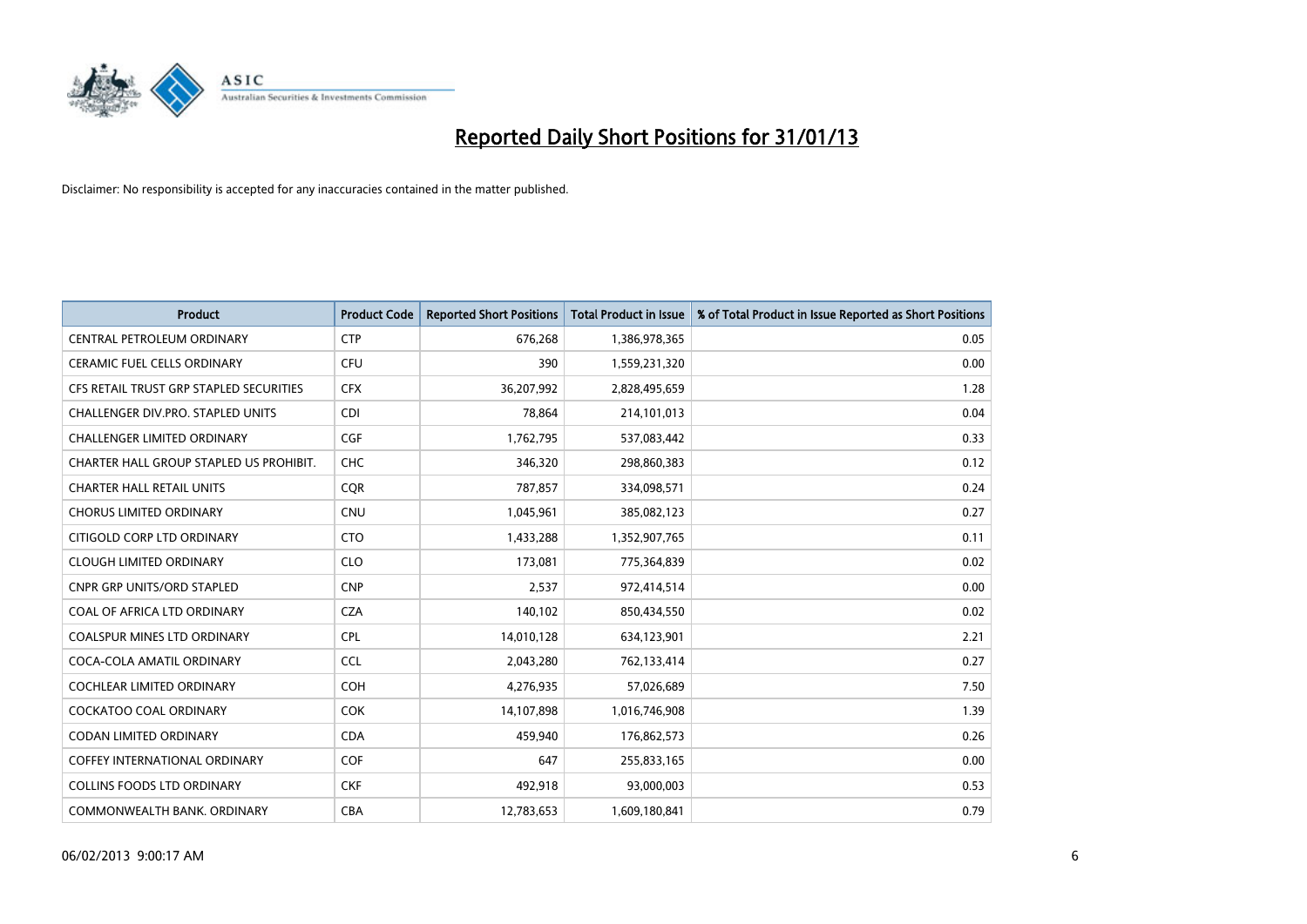# Reported Daily Short Positions for 31/01/13

Disclaimer: No responsibility is accepted for any inaccuracies contained in the matter published.

| Product | Product Code | Reported Short Positions | Total Product in Issue | % of Total Product in Issue Reported as Short Positions |
|---|---|---|---|---|
| CENTRAL PETROLEUM ORDINARY | CTP | 676,268 | 1,386,978,365 | 0.05 |
| CERAMIC FUEL CELLS ORDINARY | CFU | 390 | 1,559,231,320 | 0.00 |
| CFS RETAIL TRUST GRP STAPLED SECURITIES | CFX | 36,207,992 | 2,828,495,659 | 1.28 |
| CHALLENGER DIV.PRO. STAPLED UNITS | CDI | 78,864 | 214,101,013 | 0.04 |
| CHALLENGER LIMITED ORDINARY | CGF | 1,762,795 | 537,083,442 | 0.33 |
| CHARTER HALL GROUP STAPLED US PROHIBIT. | CHC | 346,320 | 298,860,383 | 0.12 |
| CHARTER HALL RETAIL UNITS | CQR | 787,857 | 334,098,571 | 0.24 |
| CHORUS LIMITED ORDINARY | CNU | 1,045,961 | 385,082,123 | 0.27 |
| CITIGOLD CORP LTD ORDINARY | CTO | 1,433,288 | 1,352,907,765 | 0.11 |
| CLOUGH LIMITED ORDINARY | CLO | 173,081 | 775,364,839 | 0.02 |
| CNPR GRP UNITS/ORD STAPLED | CNP | 2,537 | 972,414,514 | 0.00 |
| COAL OF AFRICA LTD ORDINARY | CZA | 140,102 | 850,434,550 | 0.02 |
| COALSPUR MINES LTD ORDINARY | CPL | 14,010,128 | 634,123,901 | 2.21 |
| COCA-COLA AMATIL ORDINARY | CCL | 2,043,280 | 762,133,414 | 0.27 |
| COCHLEAR LIMITED ORDINARY | COH | 4,276,935 | 57,026,689 | 7.50 |
| COCKATOO COAL ORDINARY | COK | 14,107,898 | 1,016,746,908 | 1.39 |
| CODAN LIMITED ORDINARY | CDA | 459,940 | 176,862,573 | 0.26 |
| COFFEY INTERNATIONAL ORDINARY | COF | 647 | 255,833,165 | 0.00 |
| COLLINS FOODS LTD ORDINARY | CKF | 492,918 | 93,000,003 | 0.53 |
| COMMONWEALTH BANK. ORDINARY | CBA | 12,783,653 | 1,609,180,841 | 0.79 |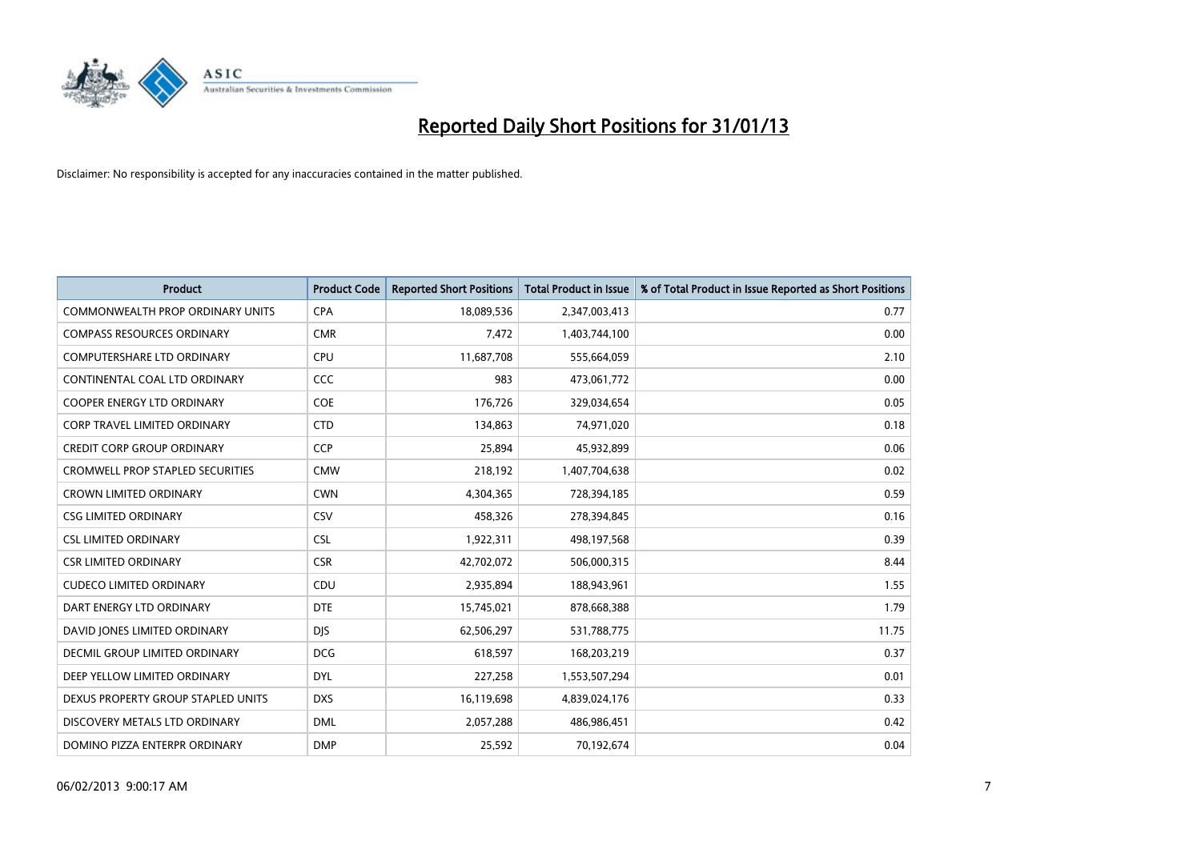# Reported Daily Short Positions for 31/01/13

Disclaimer: No responsibility is accepted for any inaccuracies contained in the matter published.

| Product | Product Code | Reported Short Positions | Total Product in Issue | % of Total Product in Issue Reported as Short Positions |
|---|---|---|---|---|
| COMMONWEALTH PROP ORDINARY UNITS | CPA | 18,089,536 | 2,347,003,413 | 0.77 |
| COMPASS RESOURCES ORDINARY | CMR | 7,472 | 1,403,744,100 | 0.00 |
| COMPUTERSHARE LTD ORDINARY | CPU | 11,687,708 | 555,664,059 | 2.10 |
| CONTINENTAL COAL LTD ORDINARY | CCC | 983 | 473,061,772 | 0.00 |
| COOPER ENERGY LTD ORDINARY | COE | 176,726 | 329,034,654 | 0.05 |
| CORP TRAVEL LIMITED ORDINARY | CTD | 134,863 | 74,971,020 | 0.18 |
| CREDIT CORP GROUP ORDINARY | CCP | 25,894 | 45,932,899 | 0.06 |
| CROMWELL PROP STAPLED SECURITIES | CMW | 218,192 | 1,407,704,638 | 0.02 |
| CROWN LIMITED ORDINARY | CWN | 4,304,365 | 728,394,185 | 0.59 |
| CSG LIMITED ORDINARY | CSV | 458,326 | 278,394,845 | 0.16 |
| CSL LIMITED ORDINARY | CSL | 1,922,311 | 498,197,568 | 0.39 |
| CSR LIMITED ORDINARY | CSR | 42,702,072 | 506,000,315 | 8.44 |
| CUDECO LIMITED ORDINARY | CDU | 2,935,894 | 188,943,961 | 1.55 |
| DART ENERGY LTD ORDINARY | DTE | 15,745,021 | 878,668,388 | 1.79 |
| DAVID JONES LIMITED ORDINARY | DJS | 62,506,297 | 531,788,775 | 11.75 |
| DECMIL GROUP LIMITED ORDINARY | DCG | 618,597 | 168,203,219 | 0.37 |
| DEEP YELLOW LIMITED ORDINARY | DYL | 227,258 | 1,553,507,294 | 0.01 |
| DEXUS PROPERTY GROUP STAPLED UNITS | DXS | 16,119,698 | 4,839,024,176 | 0.33 |
| DISCOVERY METALS LTD ORDINARY | DML | 2,057,288 | 486,986,451 | 0.42 |
| DOMINO PIZZA ENTERPR ORDINARY | DMP | 25,592 | 70,192,674 | 0.04 |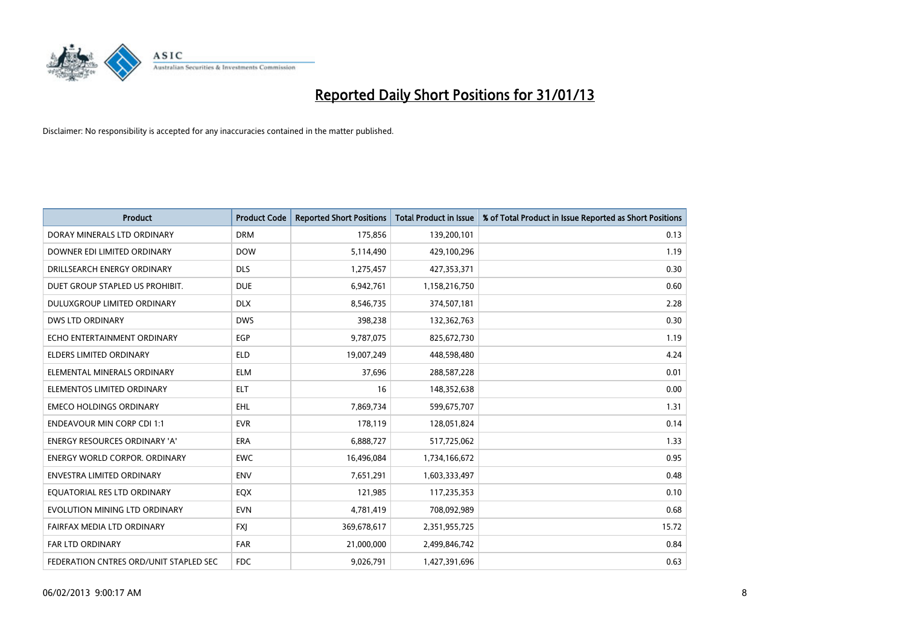# Reported Daily Short Positions for 31/01/13

Disclaimer: No responsibility is accepted for any inaccuracies contained in the matter published.

| Product | Product Code | Reported Short Positions | Total Product in Issue | % of Total Product in Issue Reported as Short Positions |
|---|---|---|---|---|
| DORAY MINERALS LTD ORDINARY | DRM | 175,856 | 139,200,101 | 0.13 |
| DOWNER EDI LIMITED ORDINARY | DOW | 5,114,490 | 429,100,296 | 1.19 |
| DRILLSEARCH ENERGY ORDINARY | DLS | 1,275,457 | 427,353,371 | 0.30 |
| DUET GROUP STAPLED US PROHIBIT. | DUE | 6,942,761 | 1,158,216,750 | 0.60 |
| DULUXGROUP LIMITED ORDINARY | DLX | 8,546,735 | 374,507,181 | 2.28 |
| DWS LTD ORDINARY | DWS | 398,238 | 132,362,763 | 0.30 |
| ECHO ENTERTAINMENT ORDINARY | EGP | 9,787,075 | 825,672,730 | 1.19 |
| ELDERS LIMITED ORDINARY | ELD | 19,007,249 | 448,598,480 | 4.24 |
| ELEMENTAL MINERALS ORDINARY | ELM | 37,696 | 288,587,228 | 0.01 |
| ELEMENTOS LIMITED ORDINARY | ELT | 16 | 148,352,638 | 0.00 |
| EMECO HOLDINGS ORDINARY | EHL | 7,869,734 | 599,675,707 | 1.31 |
| ENDEAVOUR MIN CORP CDI 1:1 | EVR | 178,119 | 128,051,824 | 0.14 |
| ENERGY RESOURCES ORDINARY 'A' | ERA | 6,888,727 | 517,725,062 | 1.33 |
| ENERGY WORLD CORPOR. ORDINARY | EWC | 16,496,084 | 1,734,166,672 | 0.95 |
| ENVESTRA LIMITED ORDINARY | ENV | 7,651,291 | 1,603,333,497 | 0.48 |
| EQUATORIAL RES LTD ORDINARY | EQX | 121,985 | 117,235,353 | 0.10 |
| EVOLUTION MINING LTD ORDINARY | EVN | 4,781,419 | 708,092,989 | 0.68 |
| FAIRFAX MEDIA LTD ORDINARY | FXJ | 369,678,617 | 2,351,955,725 | 15.72 |
| FAR LTD ORDINARY | FAR | 21,000,000 | 2,499,846,742 | 0.84 |
| FEDERATION CNTRES ORD/UNIT STAPLED SEC | FDC | 9,026,791 | 1,427,391,696 | 0.63 |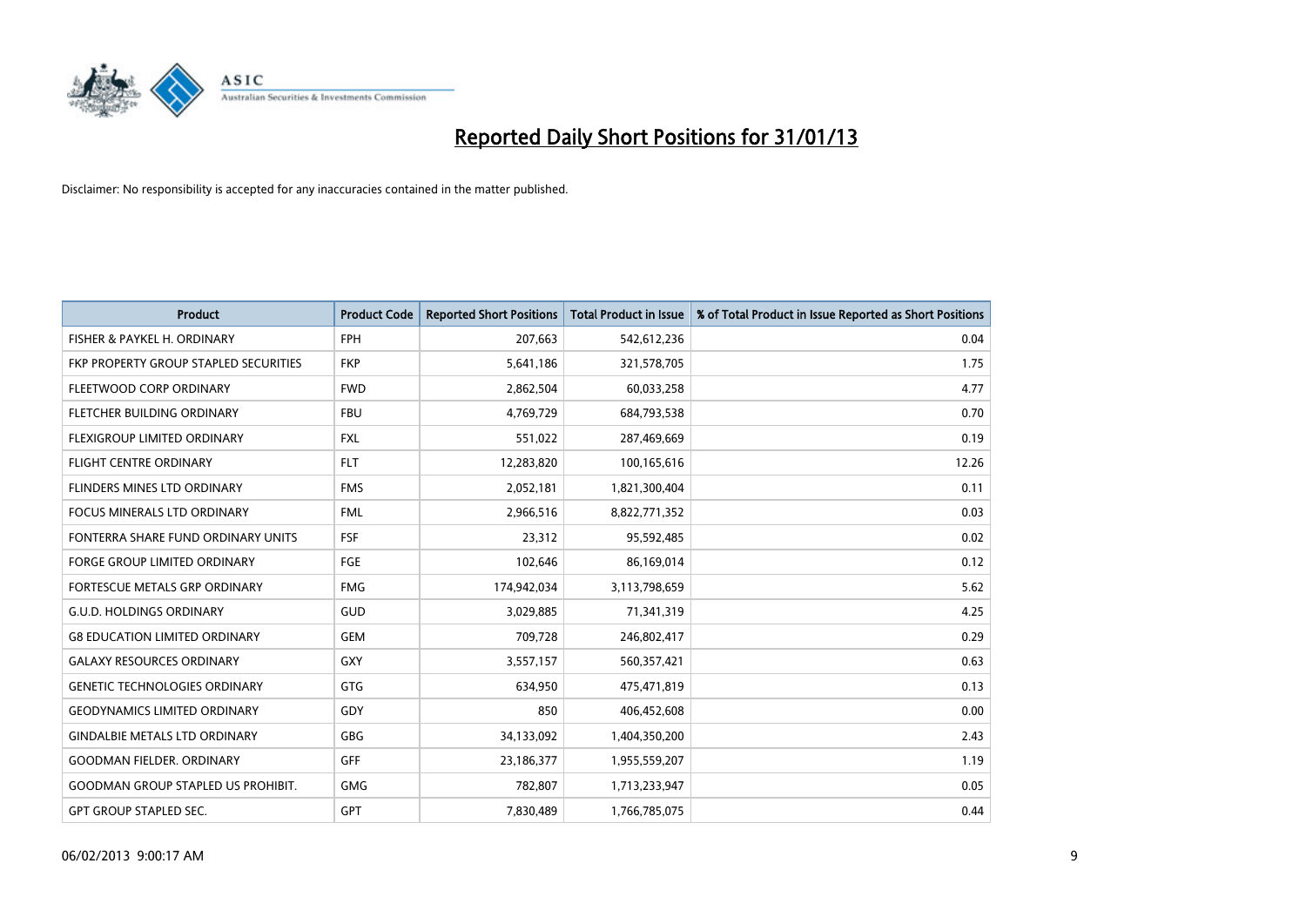# Reported Daily Short Positions for 31/01/13

Disclaimer: No responsibility is accepted for any inaccuracies contained in the matter published.

| Product | Product Code | Reported Short Positions | Total Product in Issue | % of Total Product in Issue Reported as Short Positions |
|---|---|---|---|---|
| FISHER & PAYKEL H. ORDINARY | FPH | 207,663 | 542,612,236 | 0.04 |
| FKP PROPERTY GROUP STAPLED SECURITIES | FKP | 5,641,186 | 321,578,705 | 1.75 |
| FLEETWOOD CORP ORDINARY | FWD | 2,862,504 | 60,033,258 | 4.77 |
| FLETCHER BUILDING ORDINARY | FBU | 4,769,729 | 684,793,538 | 0.70 |
| FLEXIGROUP LIMITED ORDINARY | FXL | 551,022 | 287,469,669 | 0.19 |
| FLIGHT CENTRE ORDINARY | FLT | 12,283,820 | 100,165,616 | 12.26 |
| FLINDERS MINES LTD ORDINARY | FMS | 2,052,181 | 1,821,300,404 | 0.11 |
| FOCUS MINERALS LTD ORDINARY | FML | 2,966,516 | 8,822,771,352 | 0.03 |
| FONTERRA SHARE FUND ORDINARY UNITS | FSF | 23,312 | 95,592,485 | 0.02 |
| FORGE GROUP LIMITED ORDINARY | FGE | 102,646 | 86,169,014 | 0.12 |
| FORTESCUE METALS GRP ORDINARY | FMG | 174,942,034 | 3,113,798,659 | 5.62 |
| G.U.D. HOLDINGS ORDINARY | GUD | 3,029,885 | 71,341,319 | 4.25 |
| G8 EDUCATION LIMITED ORDINARY | GEM | 709,728 | 246,802,417 | 0.29 |
| GALAXY RESOURCES ORDINARY | GXY | 3,557,157 | 560,357,421 | 0.63 |
| GENETIC TECHNOLOGIES ORDINARY | GTG | 634,950 | 475,471,819 | 0.13 |
| GEODYNAMICS LIMITED ORDINARY | GDY | 850 | 406,452,608 | 0.00 |
| GINDALBIE METALS LTD ORDINARY | GBG | 34,133,092 | 1,404,350,200 | 2.43 |
| GOODMAN FIELDER. ORDINARY | GFF | 23,186,377 | 1,955,559,207 | 1.19 |
| GOODMAN GROUP STAPLED US PROHIBIT. | GMG | 782,807 | 1,713,233,947 | 0.05 |
| GPT GROUP STAPLED SEC. | GPT | 7,830,489 | 1,766,785,075 | 0.44 |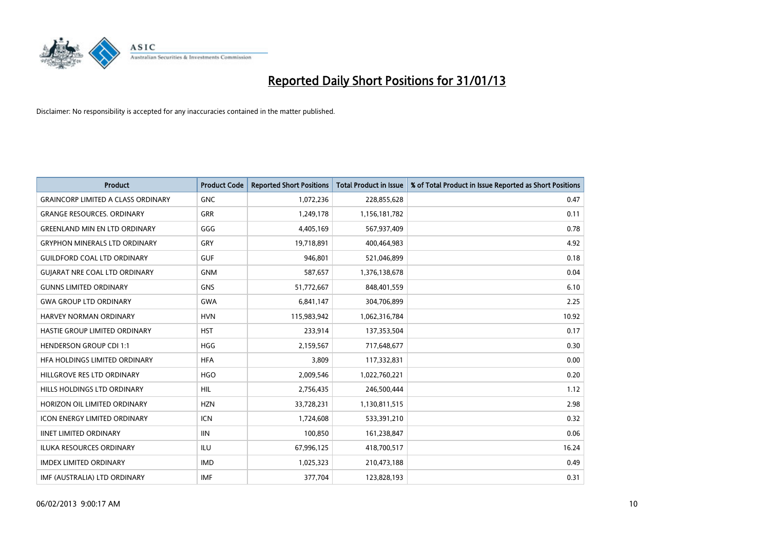# Reported Daily Short Positions for 31/01/13

Disclaimer: No responsibility is accepted for any inaccuracies contained in the matter published.

| Product | Product Code | Reported Short Positions | Total Product in Issue | % of Total Product in Issue Reported as Short Positions |
|---|---|---|---|---|
| GRAINCORP LIMITED A CLASS ORDINARY | GNC | 1,072,236 | 228,855,628 | 0.47 |
| GRANGE RESOURCES. ORDINARY | GRR | 1,249,178 | 1,156,181,782 | 0.11 |
| GREENLAND MIN EN LTD ORDINARY | GGG | 4,405,169 | 567,937,409 | 0.78 |
| GRYPHON MINERALS LTD ORDINARY | GRY | 19,718,891 | 400,464,983 | 4.92 |
| GUILDFORD COAL LTD ORDINARY | GUF | 946,801 | 521,046,899 | 0.18 |
| GUJARAT NRE COAL LTD ORDINARY | GNM | 587,657 | 1,376,138,678 | 0.04 |
| GUNNS LIMITED ORDINARY | GNS | 51,772,667 | 848,401,559 | 6.10 |
| GWA GROUP LTD ORDINARY | GWA | 6,841,147 | 304,706,899 | 2.25 |
| HARVEY NORMAN ORDINARY | HVN | 115,983,942 | 1,062,316,784 | 10.92 |
| HASTIE GROUP LIMITED ORDINARY | HST | 233,914 | 137,353,504 | 0.17 |
| HENDERSON GROUP CDI 1:1 | HGG | 2,159,567 | 717,648,677 | 0.30 |
| HFA HOLDINGS LIMITED ORDINARY | HFA | 3,809 | 117,332,831 | 0.00 |
| HILLGROVE RES LTD ORDINARY | HGO | 2,009,546 | 1,022,760,221 | 0.20 |
| HILLS HOLDINGS LTD ORDINARY | HIL | 2,756,435 | 246,500,444 | 1.12 |
| HORIZON OIL LIMITED ORDINARY | HZN | 33,728,231 | 1,130,811,515 | 2.98 |
| ICON ENERGY LIMITED ORDINARY | ICN | 1,724,608 | 533,391,210 | 0.32 |
| IINET LIMITED ORDINARY | IIN | 100,850 | 161,238,847 | 0.06 |
| ILUKA RESOURCES ORDINARY | ILU | 67,996,125 | 418,700,517 | 16.24 |
| IMDEX LIMITED ORDINARY | IMD | 1,025,323 | 210,473,188 | 0.49 |
| IMF (AUSTRALIA) LTD ORDINARY | IMF | 377,704 | 123,828,193 | 0.31 |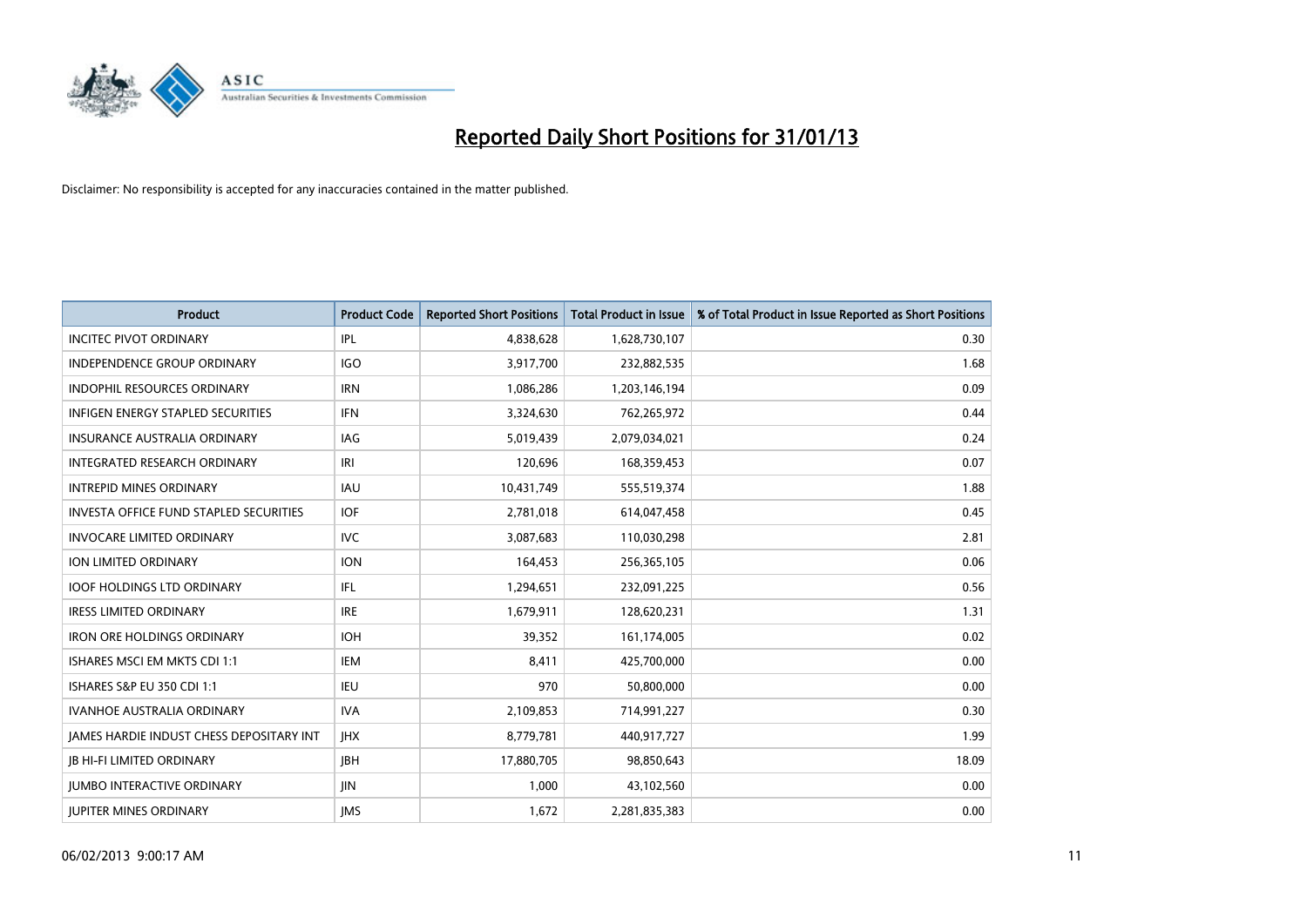# Reported Daily Short Positions for 31/01/13

Disclaimer: No responsibility is accepted for any inaccuracies contained in the matter published.

| Product | Product Code | Reported Short Positions | Total Product in Issue | % of Total Product in Issue Reported as Short Positions |
|---|---|---|---|---|
| INCITEC PIVOT ORDINARY | IPL | 4,838,628 | 1,628,730,107 | 0.30 |
| INDEPENDENCE GROUP ORDINARY | IGO | 3,917,700 | 232,882,535 | 1.68 |
| INDOPHIL RESOURCES ORDINARY | IRN | 1,086,286 | 1,203,146,194 | 0.09 |
| INFIGEN ENERGY STAPLED SECURITIES | IFN | 3,324,630 | 762,265,972 | 0.44 |
| INSURANCE AUSTRALIA ORDINARY | IAG | 5,019,439 | 2,079,034,021 | 0.24 |
| INTEGRATED RESEARCH ORDINARY | IRI | 120,696 | 168,359,453 | 0.07 |
| INTREPID MINES ORDINARY | IAU | 10,431,749 | 555,519,374 | 1.88 |
| INVESTA OFFICE FUND STAPLED SECURITIES | IOF | 2,781,018 | 614,047,458 | 0.45 |
| INVOCARE LIMITED ORDINARY | IVC | 3,087,683 | 110,030,298 | 2.81 |
| ION LIMITED ORDINARY | ION | 164,453 | 256,365,105 | 0.06 |
| IOOF HOLDINGS LTD ORDINARY | IFL | 1,294,651 | 232,091,225 | 0.56 |
| IRESS LIMITED ORDINARY | IRE | 1,679,911 | 128,620,231 | 1.31 |
| IRON ORE HOLDINGS ORDINARY | IOH | 39,352 | 161,174,005 | 0.02 |
| ISHARES MSCI EM MKTS CDI 1:1 | IEM | 8,411 | 425,700,000 | 0.00 |
| ISHARES S&P EU 350 CDI 1:1 | IEU | 970 | 50,800,000 | 0.00 |
| IVANHOE AUSTRALIA ORDINARY | IVA | 2,109,853 | 714,991,227 | 0.30 |
| JAMES HARDIE INDUST CHESS DEPOSITARY INT | JHX | 8,779,781 | 440,917,727 | 1.99 |
| JB HI-FI LIMITED ORDINARY | JBH | 17,880,705 | 98,850,643 | 18.09 |
| JUMBO INTERACTIVE ORDINARY | JIN | 1,000 | 43,102,560 | 0.00 |
| JUPITER MINES ORDINARY | JMS | 1,672 | 2,281,835,383 | 0.00 |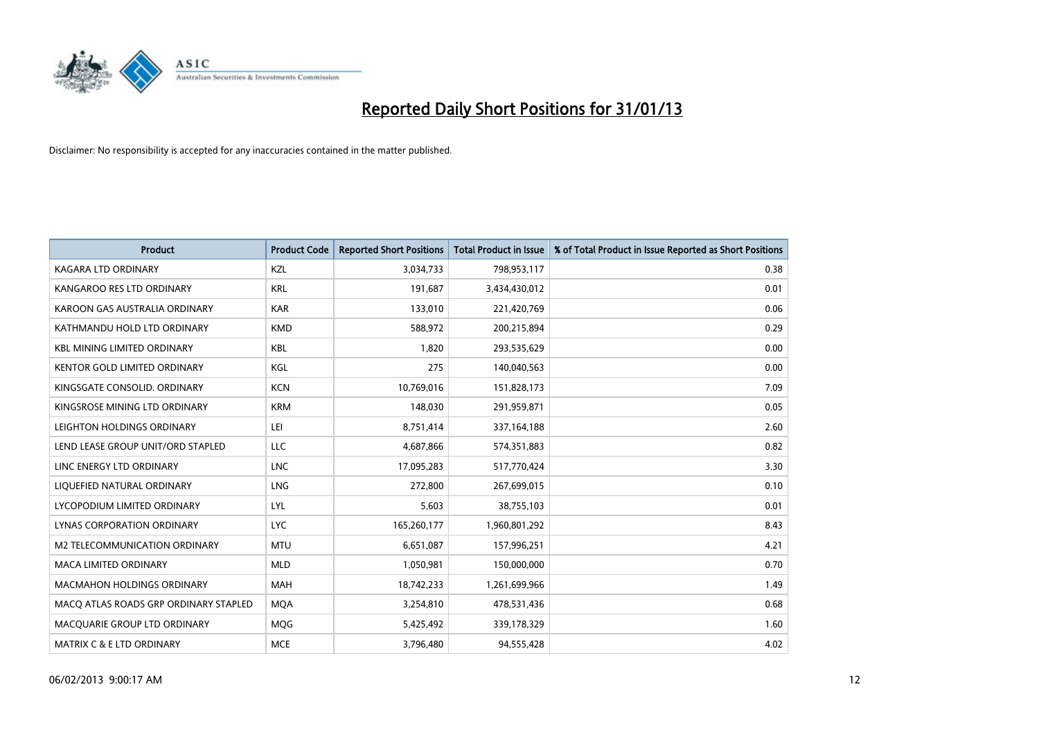# Reported Daily Short Positions for 31/01/13

Disclaimer: No responsibility is accepted for any inaccuracies contained in the matter published.

| Product | Product Code | Reported Short Positions | Total Product in Issue | % of Total Product in Issue Reported as Short Positions |
|---|---|---|---|---|
| KAGARA LTD ORDINARY | KZL | 3,034,733 | 798,953,117 | 0.38 |
| KANGAROO RES LTD ORDINARY | KRL | 191,687 | 3,434,430,012 | 0.01 |
| KAROON GAS AUSTRALIA ORDINARY | KAR | 133,010 | 221,420,769 | 0.06 |
| KATHMANDU HOLD LTD ORDINARY | KMD | 588,972 | 200,215,894 | 0.29 |
| KBL MINING LIMITED ORDINARY | KBL | 1,820 | 293,535,629 | 0.00 |
| KENTOR GOLD LIMITED ORDINARY | KGL | 275 | 140,040,563 | 0.00 |
| KINGSGATE CONSOLID. ORDINARY | KCN | 10,769,016 | 151,828,173 | 7.09 |
| KINGSROSE MINING LTD ORDINARY | KRM | 148,030 | 291,959,871 | 0.05 |
| LEIGHTON HOLDINGS ORDINARY | LEI | 8,751,414 | 337,164,188 | 2.60 |
| LEND LEASE GROUP UNIT/ORD STAPLED | LLC | 4,687,866 | 574,351,883 | 0.82 |
| LINC ENERGY LTD ORDINARY | LNC | 17,095,283 | 517,770,424 | 3.30 |
| LIQUEFIED NATURAL ORDINARY | LNG | 272,800 | 267,699,015 | 0.10 |
| LYCOPODIUM LIMITED ORDINARY | LYL | 5,603 | 38,755,103 | 0.01 |
| LYNAS CORPORATION ORDINARY | LYC | 165,260,177 | 1,960,801,292 | 8.43 |
| M2 TELECOMMUNICATION ORDINARY | MTU | 6,651,087 | 157,996,251 | 4.21 |
| MACA LIMITED ORDINARY | MLD | 1,050,981 | 150,000,000 | 0.70 |
| MACMAHON HOLDINGS ORDINARY | MAH | 18,742,233 | 1,261,699,966 | 1.49 |
| MACQ ATLAS ROADS GRP ORDINARY STAPLED | MQA | 3,254,810 | 478,531,436 | 0.68 |
| MACQUARIE GROUP LTD ORDINARY | MQG | 5,425,492 | 339,178,329 | 1.60 |
| MATRIX C & E LTD ORDINARY | MCE | 3,796,480 | 94,555,428 | 4.02 |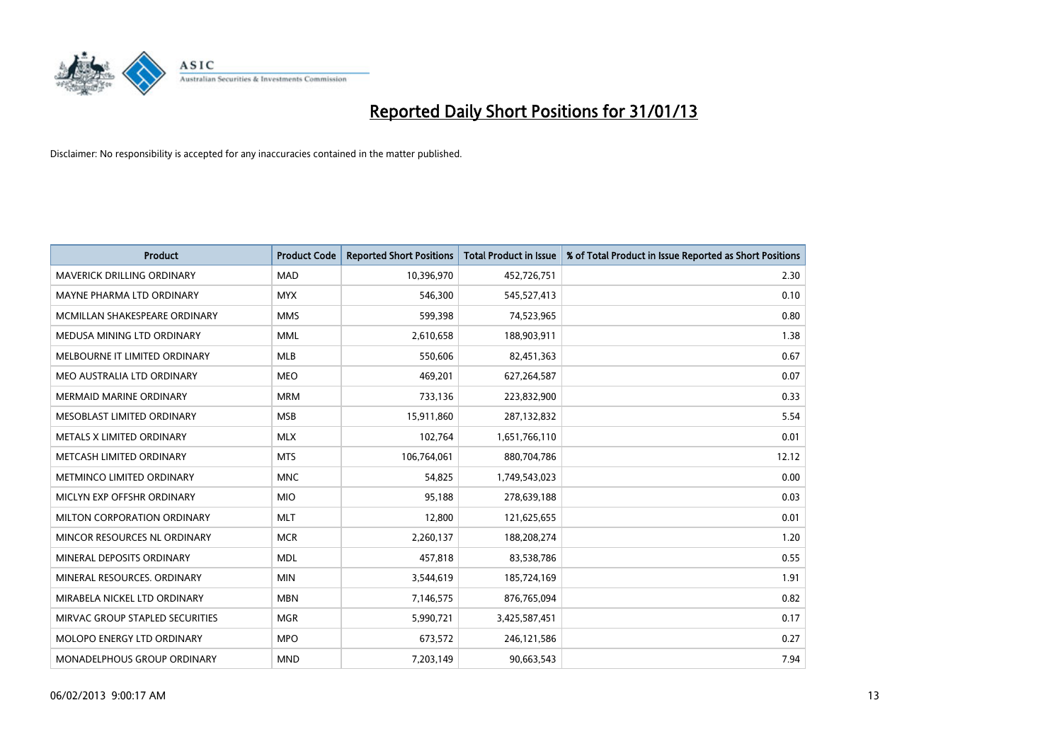# Reported Daily Short Positions for 31/01/13

Disclaimer: No responsibility is accepted for any inaccuracies contained in the matter published.

| Product | Product Code | Reported Short Positions | Total Product in Issue | % of Total Product in Issue Reported as Short Positions |
|---|---|---|---|---|
| MAVERICK DRILLING ORDINARY | MAD | 10,396,970 | 452,726,751 | 2.30 |
| MAYNE PHARMA LTD ORDINARY | MYX | 546,300 | 545,527,413 | 0.10 |
| MCMILLAN SHAKESPEARE ORDINARY | MMS | 599,398 | 74,523,965 | 0.80 |
| MEDUSA MINING LTD ORDINARY | MML | 2,610,658 | 188,903,911 | 1.38 |
| MELBOURNE IT LIMITED ORDINARY | MLB | 550,606 | 82,451,363 | 0.67 |
| MEO AUSTRALIA LTD ORDINARY | MEO | 469,201 | 627,264,587 | 0.07 |
| MERMAID MARINE ORDINARY | MRM | 733,136 | 223,832,900 | 0.33 |
| MESOBLAST LIMITED ORDINARY | MSB | 15,911,860 | 287,132,832 | 5.54 |
| METALS X LIMITED ORDINARY | MLX | 102,764 | 1,651,766,110 | 0.01 |
| METCASH LIMITED ORDINARY | MTS | 106,764,061 | 880,704,786 | 12.12 |
| METMINCO LIMITED ORDINARY | MNC | 54,825 | 1,749,543,023 | 0.00 |
| MICLYN EXP OFFSHR ORDINARY | MIO | 95,188 | 278,639,188 | 0.03 |
| MILTON CORPORATION ORDINARY | MLT | 12,800 | 121,625,655 | 0.01 |
| MINCOR RESOURCES NL ORDINARY | MCR | 2,260,137 | 188,208,274 | 1.20 |
| MINERAL DEPOSITS ORDINARY | MDL | 457,818 | 83,538,786 | 0.55 |
| MINERAL RESOURCES. ORDINARY | MIN | 3,544,619 | 185,724,169 | 1.91 |
| MIRABELA NICKEL LTD ORDINARY | MBN | 7,146,575 | 876,765,094 | 0.82 |
| MIRVAC GROUP STAPLED SECURITIES | MGR | 5,990,721 | 3,425,587,451 | 0.17 |
| MOLOPO ENERGY LTD ORDINARY | MPO | 673,572 | 246,121,586 | 0.27 |
| MONADELPHOUS GROUP ORDINARY | MND | 7,203,149 | 90,663,543 | 7.94 |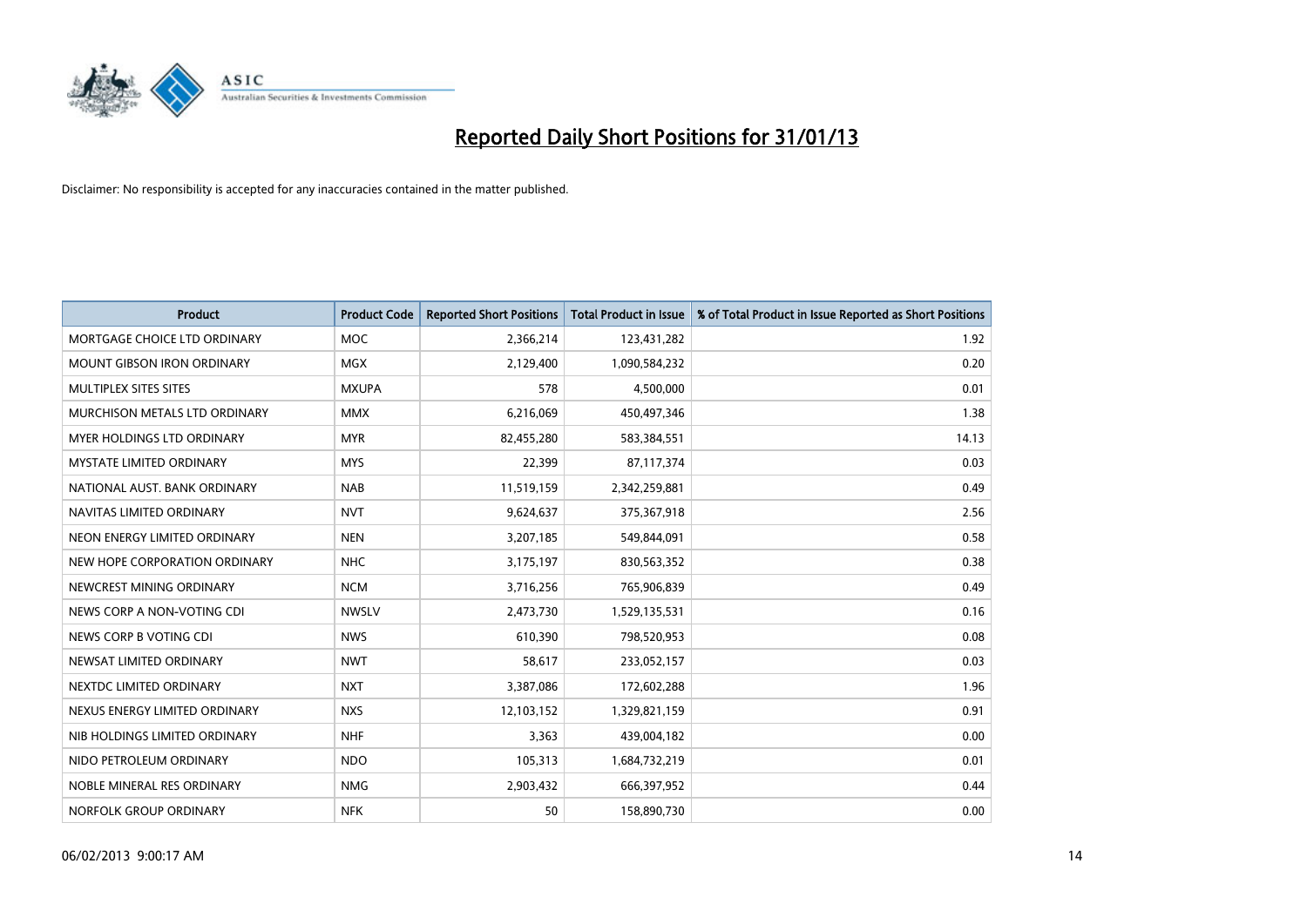# Reported Daily Short Positions for 31/01/13

Disclaimer: No responsibility is accepted for any inaccuracies contained in the matter published.

| Product | Product Code | Reported Short Positions | Total Product in Issue | % of Total Product in Issue Reported as Short Positions |
|---|---|---|---|---|
| MORTGAGE CHOICE LTD ORDINARY | MOC | 2,366,214 | 123,431,282 | 1.92 |
| MOUNT GIBSON IRON ORDINARY | MGX | 2,129,400 | 1,090,584,232 | 0.20 |
| MULTIPLEX SITES SITES | MXUPA | 578 | 4,500,000 | 0.01 |
| MURCHISON METALS LTD ORDINARY | MMX | 6,216,069 | 450,497,346 | 1.38 |
| MYER HOLDINGS LTD ORDINARY | MYR | 82,455,280 | 583,384,551 | 14.13 |
| MYSTATE LIMITED ORDINARY | MYS | 22,399 | 87,117,374 | 0.03 |
| NATIONAL AUST. BANK ORDINARY | NAB | 11,519,159 | 2,342,259,881 | 0.49 |
| NAVITAS LIMITED ORDINARY | NVT | 9,624,637 | 375,367,918 | 2.56 |
| NEON ENERGY LIMITED ORDINARY | NEN | 3,207,185 | 549,844,091 | 0.58 |
| NEW HOPE CORPORATION ORDINARY | NHC | 3,175,197 | 830,563,352 | 0.38 |
| NEWCREST MINING ORDINARY | NCM | 3,716,256 | 765,906,839 | 0.49 |
| NEWS CORP A NON-VOTING CDI | NWSLV | 2,473,730 | 1,529,135,531 | 0.16 |
| NEWS CORP B VOTING CDI | NWS | 610,390 | 798,520,953 | 0.08 |
| NEWSAT LIMITED ORDINARY | NWT | 58,617 | 233,052,157 | 0.03 |
| NEXTDC LIMITED ORDINARY | NXT | 3,387,086 | 172,602,288 | 1.96 |
| NEXUS ENERGY LIMITED ORDINARY | NXS | 12,103,152 | 1,329,821,159 | 0.91 |
| NIB HOLDINGS LIMITED ORDINARY | NHF | 3,363 | 439,004,182 | 0.00 |
| NIDO PETROLEUM ORDINARY | NDO | 105,313 | 1,684,732,219 | 0.01 |
| NOBLE MINERAL RES ORDINARY | NMG | 2,903,432 | 666,397,952 | 0.44 |
| NORFOLK GROUP ORDINARY | NFK | 50 | 158,890,730 | 0.00 |

06/02/2013 9:00:17 AM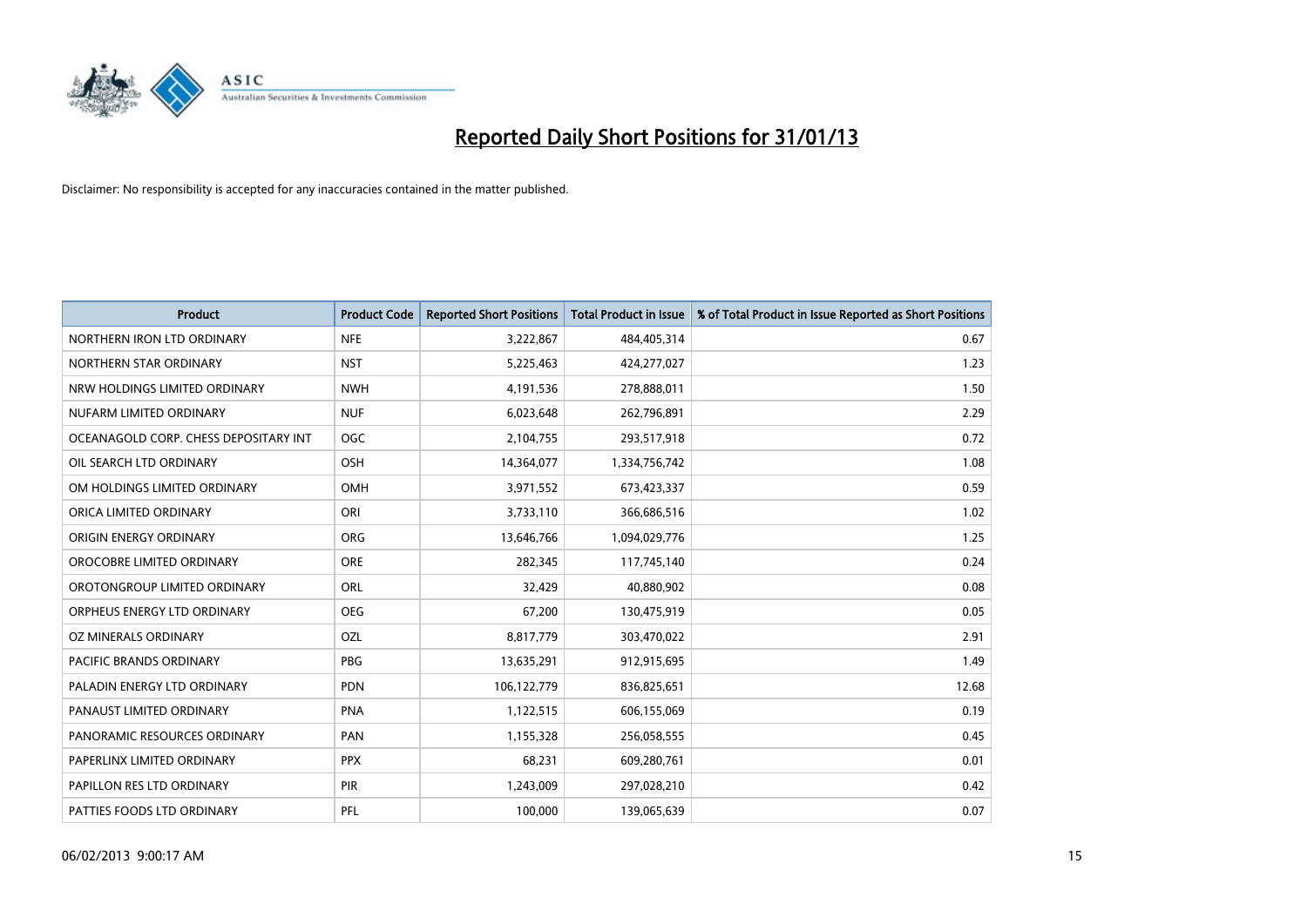# Reported Daily Short Positions for 31/01/13

Disclaimer: No responsibility is accepted for any inaccuracies contained in the matter published.

| Product | Product Code | Reported Short Positions | Total Product in Issue | % of Total Product in Issue Reported as Short Positions |
|---|---|---|---|---|
| NORTHERN IRON LTD ORDINARY | NFE | 3,222,867 | 484,405,314 | 0.67 |
| NORTHERN STAR ORDINARY | NST | 5,225,463 | 424,277,027 | 1.23 |
| NRW HOLDINGS LIMITED ORDINARY | NWH | 4,191,536 | 278,888,011 | 1.50 |
| NUFARM LIMITED ORDINARY | NUF | 6,023,648 | 262,796,891 | 2.29 |
| OCEANAGOLD CORP. CHESS DEPOSITARY INT | OGC | 2,104,755 | 293,517,918 | 0.72 |
| OIL SEARCH LTD ORDINARY | OSH | 14,364,077 | 1,334,756,742 | 1.08 |
| OM HOLDINGS LIMITED ORDINARY | OMH | 3,971,552 | 673,423,337 | 0.59 |
| ORICA LIMITED ORDINARY | ORI | 3,733,110 | 366,686,516 | 1.02 |
| ORIGIN ENERGY ORDINARY | ORG | 13,646,766 | 1,094,029,776 | 1.25 |
| OROCOBRE LIMITED ORDINARY | ORE | 282,345 | 117,745,140 | 0.24 |
| OROTONGROUP LIMITED ORDINARY | ORL | 32,429 | 40,880,902 | 0.08 |
| ORPHEUS ENERGY LTD ORDINARY | OEG | 67,200 | 130,475,919 | 0.05 |
| OZ MINERALS ORDINARY | OZL | 8,817,779 | 303,470,022 | 2.91 |
| PACIFIC BRANDS ORDINARY | PBG | 13,635,291 | 912,915,695 | 1.49 |
| PALADIN ENERGY LTD ORDINARY | PDN | 106,122,779 | 836,825,651 | 12.68 |
| PANAUST LIMITED ORDINARY | PNA | 1,122,515 | 606,155,069 | 0.19 |
| PANORAMIC RESOURCES ORDINARY | PAN | 1,155,328 | 256,058,555 | 0.45 |
| PAPERLINX LIMITED ORDINARY | PPX | 68,231 | 609,280,761 | 0.01 |
| PAPILLON RES LTD ORDINARY | PIR | 1,243,009 | 297,028,210 | 0.42 |
| PATTIES FOODS LTD ORDINARY | PFL | 100,000 | 139,065,639 | 0.07 |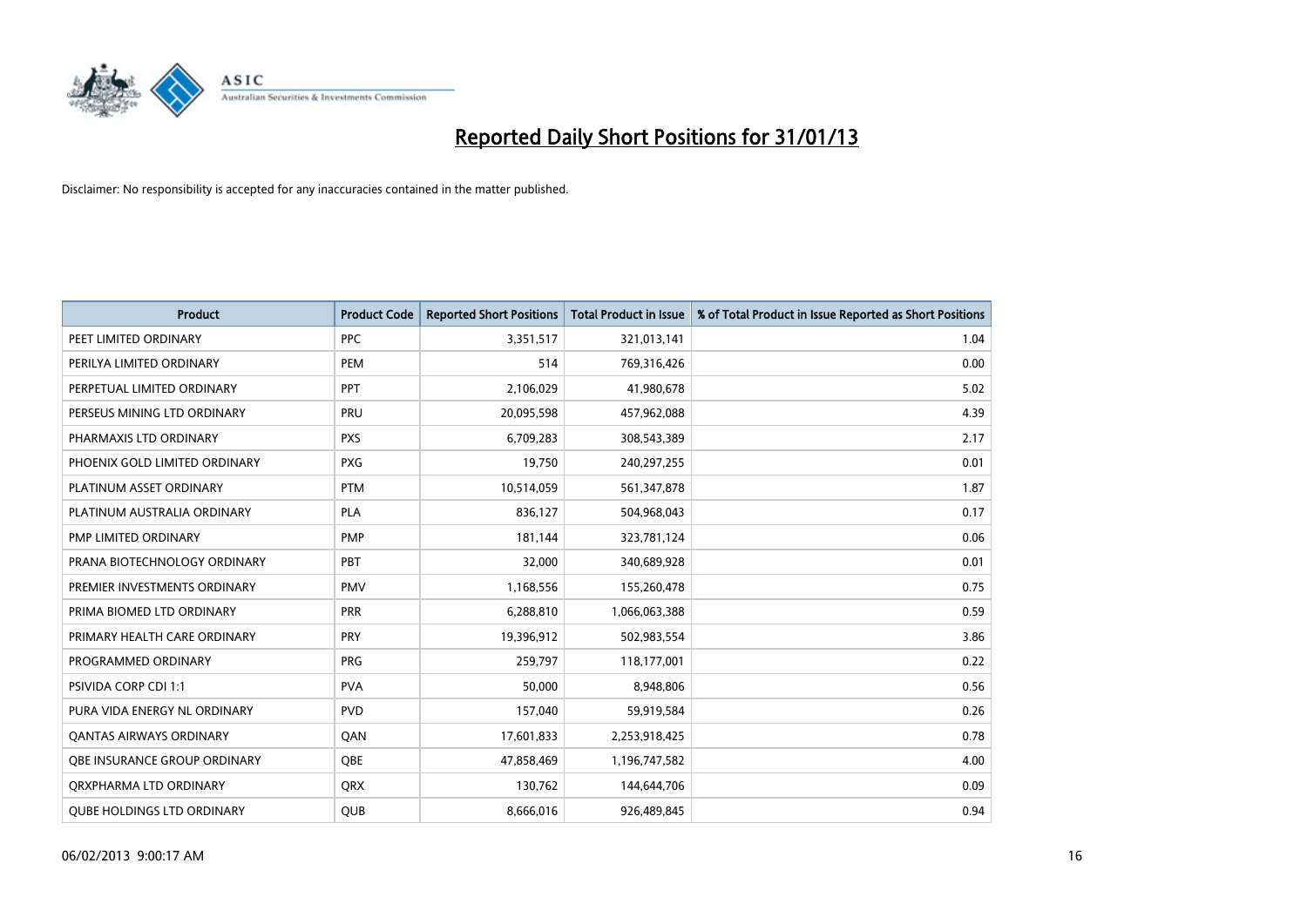# Reported Daily Short Positions for 31/01/13

Disclaimer: No responsibility is accepted for any inaccuracies contained in the matter published.

| Product | Product Code | Reported Short Positions | Total Product in Issue | % of Total Product in Issue Reported as Short Positions |
|---|---|---|---|---|
| PEET LIMITED ORDINARY | PPC | 3,351,517 | 321,013,141 | 1.04 |
| PERILYA LIMITED ORDINARY | PEM | 514 | 769,316,426 | 0.00 |
| PERPETUAL LIMITED ORDINARY | PPT | 2,106,029 | 41,980,678 | 5.02 |
| PERSEUS MINING LTD ORDINARY | PRU | 20,095,598 | 457,962,088 | 4.39 |
| PHARMAXIS LTD ORDINARY | PXS | 6,709,283 | 308,543,389 | 2.17 |
| PHOENIX GOLD LIMITED ORDINARY | PXG | 19,750 | 240,297,255 | 0.01 |
| PLATINUM ASSET ORDINARY | PTM | 10,514,059 | 561,347,878 | 1.87 |
| PLATINUM AUSTRALIA ORDINARY | PLA | 836,127 | 504,968,043 | 0.17 |
| PMP LIMITED ORDINARY | PMP | 181,144 | 323,781,124 | 0.06 |
| PRANA BIOTECHNOLOGY ORDINARY | PBT | 32,000 | 340,689,928 | 0.01 |
| PREMIER INVESTMENTS ORDINARY | PMV | 1,168,556 | 155,260,478 | 0.75 |
| PRIMA BIOMED LTD ORDINARY | PRR | 6,288,810 | 1,066,063,388 | 0.59 |
| PRIMARY HEALTH CARE ORDINARY | PRY | 19,396,912 | 502,983,554 | 3.86 |
| PROGRAMMED ORDINARY | PRG | 259,797 | 118,177,001 | 0.22 |
| PSIVIDA CORP CDI 1:1 | PVA | 50,000 | 8,948,806 | 0.56 |
| PURA VIDA ENERGY NL ORDINARY | PVD | 157,040 | 59,919,584 | 0.26 |
| QANTAS AIRWAYS ORDINARY | QAN | 17,601,833 | 2,253,918,425 | 0.78 |
| QBE INSURANCE GROUP ORDINARY | QBE | 47,858,469 | 1,196,747,582 | 4.00 |
| QRXPHARMA LTD ORDINARY | QRX | 130,762 | 144,644,706 | 0.09 |
| QUBE HOLDINGS LTD ORDINARY | QUB | 8,666,016 | 926,489,845 | 0.94 |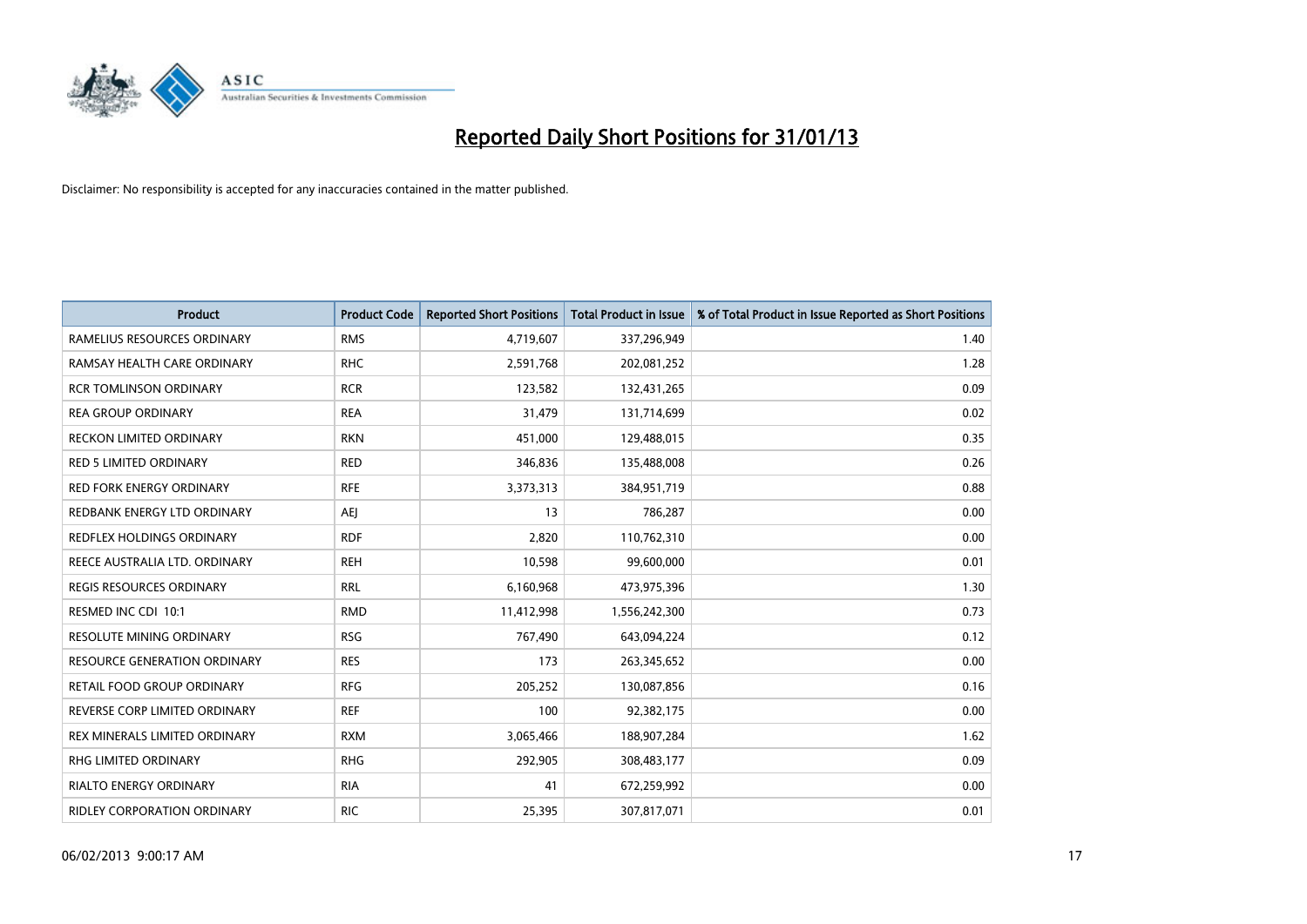# Reported Daily Short Positions for 31/01/13

Disclaimer: No responsibility is accepted for any inaccuracies contained in the matter published.

| Product | Product Code | Reported Short Positions | Total Product in Issue | % of Total Product in Issue Reported as Short Positions |
|---|---|---|---|---|
| RAMELIUS RESOURCES ORDINARY | RMS | 4,719,607 | 337,296,949 | 1.40 |
| RAMSAY HEALTH CARE ORDINARY | RHC | 2,591,768 | 202,081,252 | 1.28 |
| RCR TOMLINSON ORDINARY | RCR | 123,582 | 132,431,265 | 0.09 |
| REA GROUP ORDINARY | REA | 31,479 | 131,714,699 | 0.02 |
| RECKON LIMITED ORDINARY | RKN | 451,000 | 129,488,015 | 0.35 |
| RED 5 LIMITED ORDINARY | RED | 346,836 | 135,488,008 | 0.26 |
| RED FORK ENERGY ORDINARY | RFE | 3,373,313 | 384,951,719 | 0.88 |
| REDBANK ENERGY LTD ORDINARY | AEJ | 13 | 786,287 | 0.00 |
| REDFLEX HOLDINGS ORDINARY | RDF | 2,820 | 110,762,310 | 0.00 |
| REECE AUSTRALIA LTD. ORDINARY | REH | 10,598 | 99,600,000 | 0.01 |
| REGIS RESOURCES ORDINARY | RRL | 6,160,968 | 473,975,396 | 1.30 |
| RESMED INC CDI 10:1 | RMD | 11,412,998 | 1,556,242,300 | 0.73 |
| RESOLUTE MINING ORDINARY | RSG | 767,490 | 643,094,224 | 0.12 |
| RESOURCE GENERATION ORDINARY | RES | 173 | 263,345,652 | 0.00 |
| RETAIL FOOD GROUP ORDINARY | RFG | 205,252 | 130,087,856 | 0.16 |
| REVERSE CORP LIMITED ORDINARY | REF | 100 | 92,382,175 | 0.00 |
| REX MINERALS LIMITED ORDINARY | RXM | 3,065,466 | 188,907,284 | 1.62 |
| RHG LIMITED ORDINARY | RHG | 292,905 | 308,483,177 | 0.09 |
| RIALTO ENERGY ORDINARY | RIA | 41 | 672,259,992 | 0.00 |
| RIDLEY CORPORATION ORDINARY | RIC | 25,395 | 307,817,071 | 0.01 |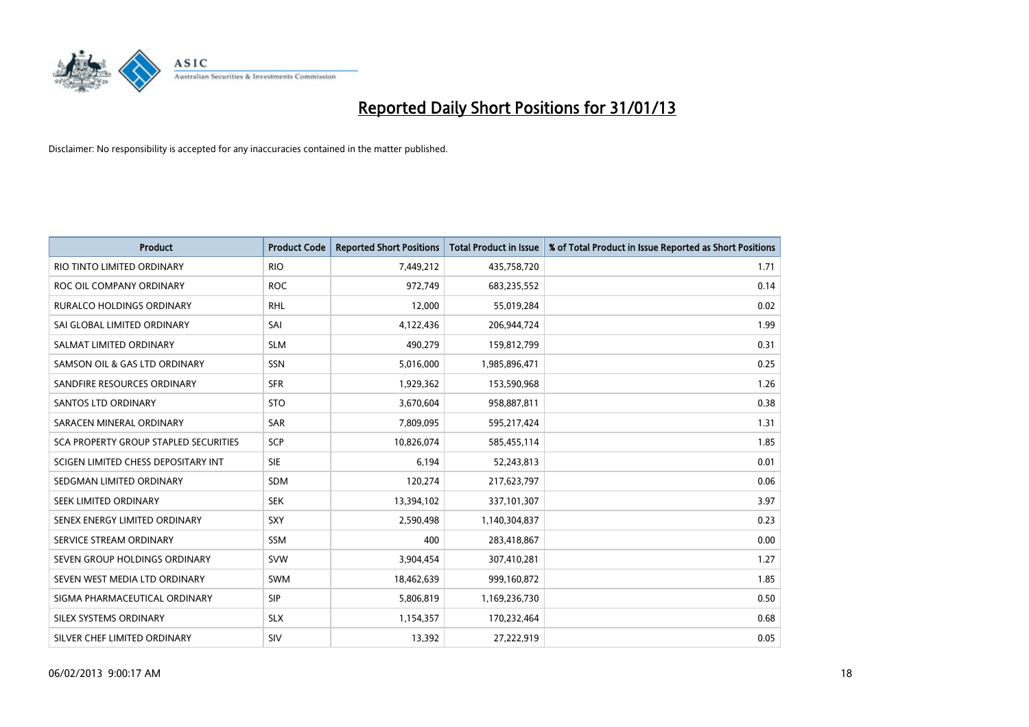# Reported Daily Short Positions for 31/01/13

Disclaimer: No responsibility is accepted for any inaccuracies contained in the matter published.

| Product | Product Code | Reported Short Positions | Total Product in Issue | % of Total Product in Issue Reported as Short Positions |
|---|---|---|---|---|
| RIO TINTO LIMITED ORDINARY | RIO | 7,449,212 | 435,758,720 | 1.71 |
| ROC OIL COMPANY ORDINARY | ROC | 972,749 | 683,235,552 | 0.14 |
| RURALCO HOLDINGS ORDINARY | RHL | 12,000 | 55,019,284 | 0.02 |
| SAI GLOBAL LIMITED ORDINARY | SAI | 4,122,436 | 206,944,724 | 1.99 |
| SALMAT LIMITED ORDINARY | SLM | 490,279 | 159,812,799 | 0.31 |
| SAMSON OIL & GAS LTD ORDINARY | SSN | 5,016,000 | 1,985,896,471 | 0.25 |
| SANDFIRE RESOURCES ORDINARY | SFR | 1,929,362 | 153,590,968 | 1.26 |
| SANTOS LTD ORDINARY | STO | 3,670,604 | 958,887,811 | 0.38 |
| SARACEN MINERAL ORDINARY | SAR | 7,809,095 | 595,217,424 | 1.31 |
| SCA PROPERTY GROUP STAPLED SECURITIES | SCP | 10,826,074 | 585,455,114 | 1.85 |
| SCIGEN LIMITED CHESS DEPOSITARY INT | SIE | 6,194 | 52,243,813 | 0.01 |
| SEDGMAN LIMITED ORDINARY | SDM | 120,274 | 217,623,797 | 0.06 |
| SEEK LIMITED ORDINARY | SEK | 13,394,102 | 337,101,307 | 3.97 |
| SENEX ENERGY LIMITED ORDINARY | SXY | 2,590,498 | 1,140,304,837 | 0.23 |
| SERVICE STREAM ORDINARY | SSM | 400 | 283,418,867 | 0.00 |
| SEVEN GROUP HOLDINGS ORDINARY | SVW | 3,904,454 | 307,410,281 | 1.27 |
| SEVEN WEST MEDIA LTD ORDINARY | SWM | 18,462,639 | 999,160,872 | 1.85 |
| SIGMA PHARMACEUTICAL ORDINARY | SIP | 5,806,819 | 1,169,236,730 | 0.50 |
| SILEX SYSTEMS ORDINARY | SLX | 1,154,357 | 170,232,464 | 0.68 |
| SILVER CHEF LIMITED ORDINARY | SIV | 13,392 | 27,222,919 | 0.05 |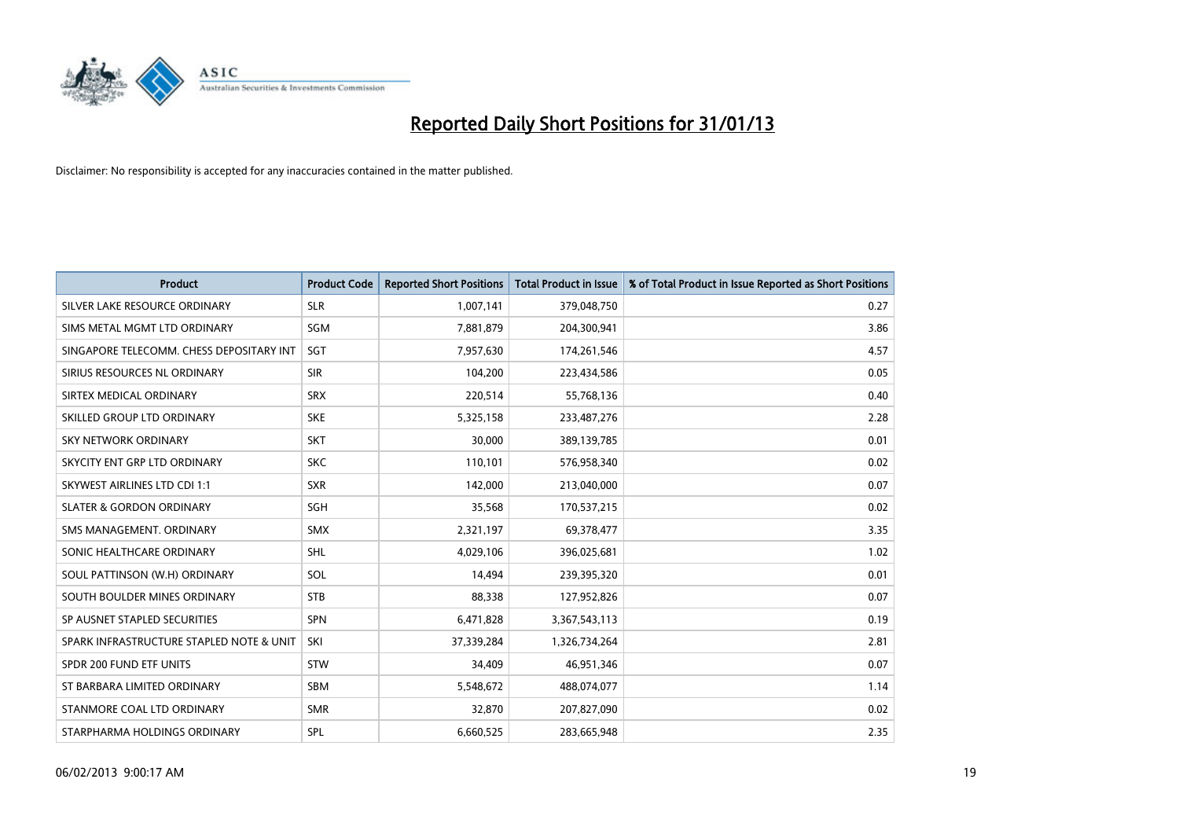# Reported Daily Short Positions for 31/01/13

Disclaimer: No responsibility is accepted for any inaccuracies contained in the matter published.

| Product | Product Code | Reported Short Positions | Total Product in Issue | % of Total Product in Issue Reported as Short Positions |
|---|---|---|---|---|
| SILVER LAKE RESOURCE ORDINARY | SLR | 1,007,141 | 379,048,750 | 0.27 |
| SIMS METAL MGMT LTD ORDINARY | SGM | 7,881,879 | 204,300,941 | 3.86 |
| SINGAPORE TELECOMM. CHESS DEPOSITARY INT | SGT | 7,957,630 | 174,261,546 | 4.57 |
| SIRIUS RESOURCES NL ORDINARY | SIR | 104,200 | 223,434,586 | 0.05 |
| SIRTEX MEDICAL ORDINARY | SRX | 220,514 | 55,768,136 | 0.40 |
| SKILLED GROUP LTD ORDINARY | SKE | 5,325,158 | 233,487,276 | 2.28 |
| SKY NETWORK ORDINARY | SKT | 30,000 | 389,139,785 | 0.01 |
| SKYCITY ENT GRP LTD ORDINARY | SKC | 110,101 | 576,958,340 | 0.02 |
| SKYWEST AIRLINES LTD CDI 1:1 | SXR | 142,000 | 213,040,000 | 0.07 |
| SLATER & GORDON ORDINARY | SGH | 35,568 | 170,537,215 | 0.02 |
| SMS MANAGEMENT. ORDINARY | SMX | 2,321,197 | 69,378,477 | 3.35 |
| SONIC HEALTHCARE ORDINARY | SHL | 4,029,106 | 396,025,681 | 1.02 |
| SOUL PATTINSON (W.H) ORDINARY | SOL | 14,494 | 239,395,320 | 0.01 |
| SOUTH BOULDER MINES ORDINARY | STB | 88,338 | 127,952,826 | 0.07 |
| SP AUSNET STAPLED SECURITIES | SPN | 6,471,828 | 3,367,543,113 | 0.19 |
| SPARK INFRASTRUCTURE STAPLED NOTE & UNIT | SKI | 37,339,284 | 1,326,734,264 | 2.81 |
| SPDR 200 FUND ETF UNITS | STW | 34,409 | 46,951,346 | 0.07 |
| ST BARBARA LIMITED ORDINARY | SBM | 5,548,672 | 488,074,077 | 1.14 |
| STANMORE COAL LTD ORDINARY | SMR | 32,870 | 207,827,090 | 0.02 |
| STARPHARMA HOLDINGS ORDINARY | SPL | 6,660,525 | 283,665,948 | 2.35 |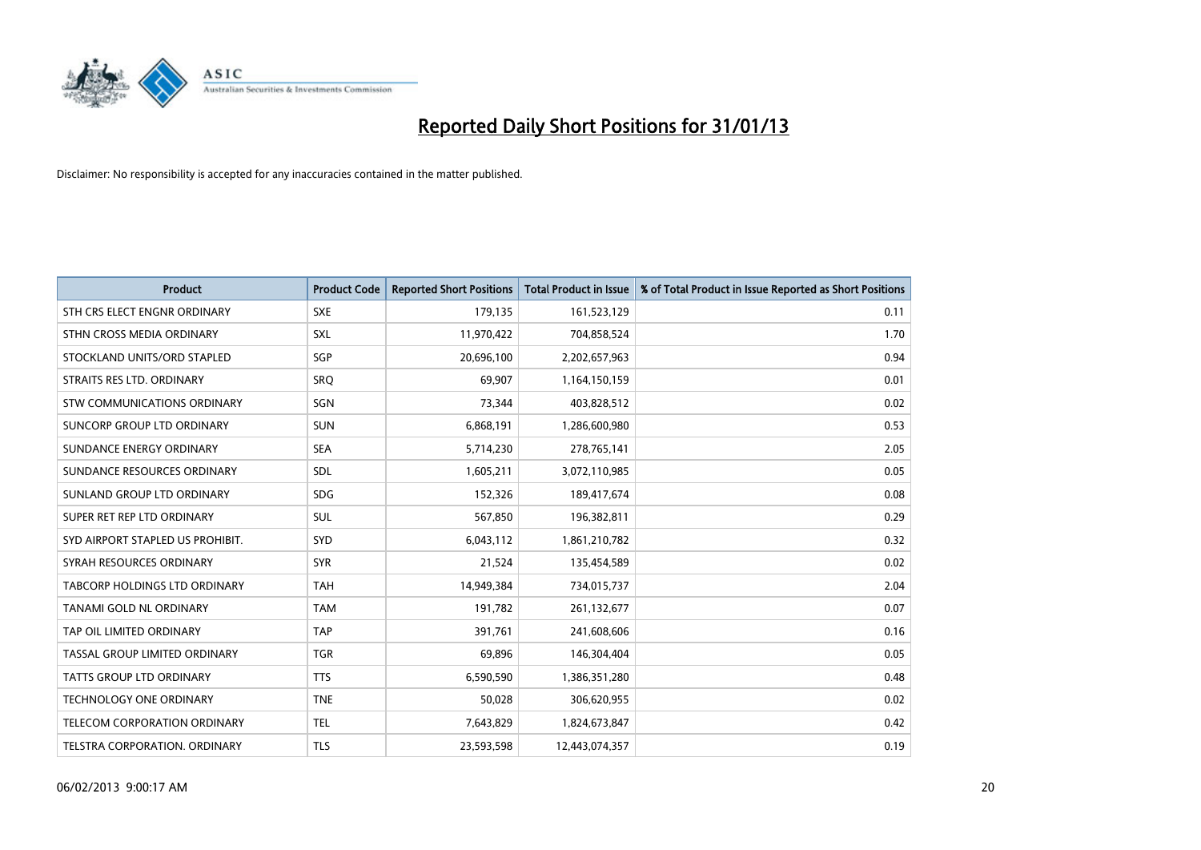# Reported Daily Short Positions for 31/01/13

Disclaimer: No responsibility is accepted for any inaccuracies contained in the matter published.

| Product | Product Code | Reported Short Positions | Total Product in Issue | % of Total Product in Issue Reported as Short Positions |
|---|---|---|---|---|
| STH CRS ELECT ENGNR ORDINARY | SXE | 179,135 | 161,523,129 | 0.11 |
| STHN CROSS MEDIA ORDINARY | SXL | 11,970,422 | 704,858,524 | 1.70 |
| STOCKLAND UNITS/ORD STAPLED | SGP | 20,696,100 | 2,202,657,963 | 0.94 |
| STRAITS RES LTD. ORDINARY | SRQ | 69,907 | 1,164,150,159 | 0.01 |
| STW COMMUNICATIONS ORDINARY | SGN | 73,344 | 403,828,512 | 0.02 |
| SUNCORP GROUP LTD ORDINARY | SUN | 6,868,191 | 1,286,600,980 | 0.53 |
| SUNDANCE ENERGY ORDINARY | SEA | 5,714,230 | 278,765,141 | 2.05 |
| SUNDANCE RESOURCES ORDINARY | SDL | 1,605,211 | 3,072,110,985 | 0.05 |
| SUNLAND GROUP LTD ORDINARY | SDG | 152,326 | 189,417,674 | 0.08 |
| SUPER RET REP LTD ORDINARY | SUL | 567,850 | 196,382,811 | 0.29 |
| SYD AIRPORT STAPLED US PROHIBIT. | SYD | 6,043,112 | 1,861,210,782 | 0.32 |
| SYRAH RESOURCES ORDINARY | SYR | 21,524 | 135,454,589 | 0.02 |
| TABCORP HOLDINGS LTD ORDINARY | TAH | 14,949,384 | 734,015,737 | 2.04 |
| TANAMI GOLD NL ORDINARY | TAM | 191,782 | 261,132,677 | 0.07 |
| TAP OIL LIMITED ORDINARY | TAP | 391,761 | 241,608,606 | 0.16 |
| TASSAL GROUP LIMITED ORDINARY | TGR | 69,896 | 146,304,404 | 0.05 |
| TATTS GROUP LTD ORDINARY | TTS | 6,590,590 | 1,386,351,280 | 0.48 |
| TECHNOLOGY ONE ORDINARY | TNE | 50,028 | 306,620,955 | 0.02 |
| TELECOM CORPORATION ORDINARY | TEL | 7,643,829 | 1,824,673,847 | 0.42 |
| TELSTRA CORPORATION. ORDINARY | TLS | 23,593,598 | 12,443,074,357 | 0.19 |

06/02/2013 9:00:17 AM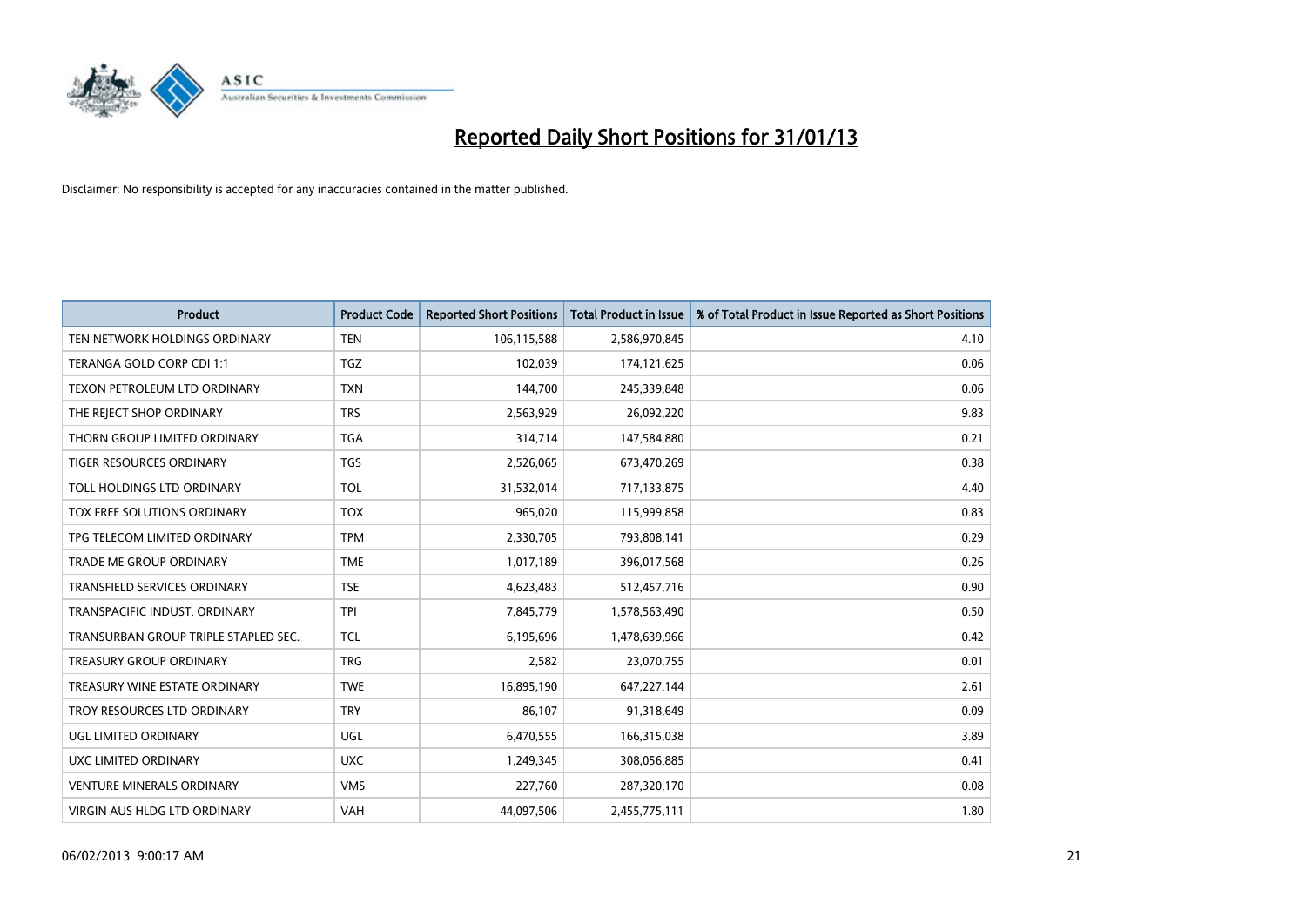# Reported Daily Short Positions for 31/01/13

Disclaimer: No responsibility is accepted for any inaccuracies contained in the matter published.

| Product | Product Code | Reported Short Positions | Total Product in Issue | % of Total Product in Issue Reported as Short Positions |
|---|---|---|---|---|
| TEN NETWORK HOLDINGS ORDINARY | TEN | 106,115,588 | 2,586,970,845 | 4.10 |
| TERANGA GOLD CORP CDI 1:1 | TGZ | 102,039 | 174,121,625 | 0.06 |
| TEXON PETROLEUM LTD ORDINARY | TXN | 144,700 | 245,339,848 | 0.06 |
| THE REJECT SHOP ORDINARY | TRS | 2,563,929 | 26,092,220 | 9.83 |
| THORN GROUP LIMITED ORDINARY | TGA | 314,714 | 147,584,880 | 0.21 |
| TIGER RESOURCES ORDINARY | TGS | 2,526,065 | 673,470,269 | 0.38 |
| TOLL HOLDINGS LTD ORDINARY | TOL | 31,532,014 | 717,133,875 | 4.40 |
| TOX FREE SOLUTIONS ORDINARY | TOX | 965,020 | 115,999,858 | 0.83 |
| TPG TELECOM LIMITED ORDINARY | TPM | 2,330,705 | 793,808,141 | 0.29 |
| TRADE ME GROUP ORDINARY | TME | 1,017,189 | 396,017,568 | 0.26 |
| TRANSFIELD SERVICES ORDINARY | TSE | 4,623,483 | 512,457,716 | 0.90 |
| TRANSPACIFIC INDUST. ORDINARY | TPI | 7,845,779 | 1,578,563,490 | 0.50 |
| TRANSURBAN GROUP TRIPLE STAPLED SEC. | TCL | 6,195,696 | 1,478,639,966 | 0.42 |
| TREASURY GROUP ORDINARY | TRG | 2,582 | 23,070,755 | 0.01 |
| TREASURY WINE ESTATE ORDINARY | TWE | 16,895,190 | 647,227,144 | 2.61 |
| TROY RESOURCES LTD ORDINARY | TRY | 86,107 | 91,318,649 | 0.09 |
| UGL LIMITED ORDINARY | UGL | 6,470,555 | 166,315,038 | 3.89 |
| UXC LIMITED ORDINARY | UXC | 1,249,345 | 308,056,885 | 0.41 |
| VENTURE MINERALS ORDINARY | VMS | 227,760 | 287,320,170 | 0.08 |
| VIRGIN AUS HLDG LTD ORDINARY | VAH | 44,097,506 | 2,455,775,111 | 1.80 |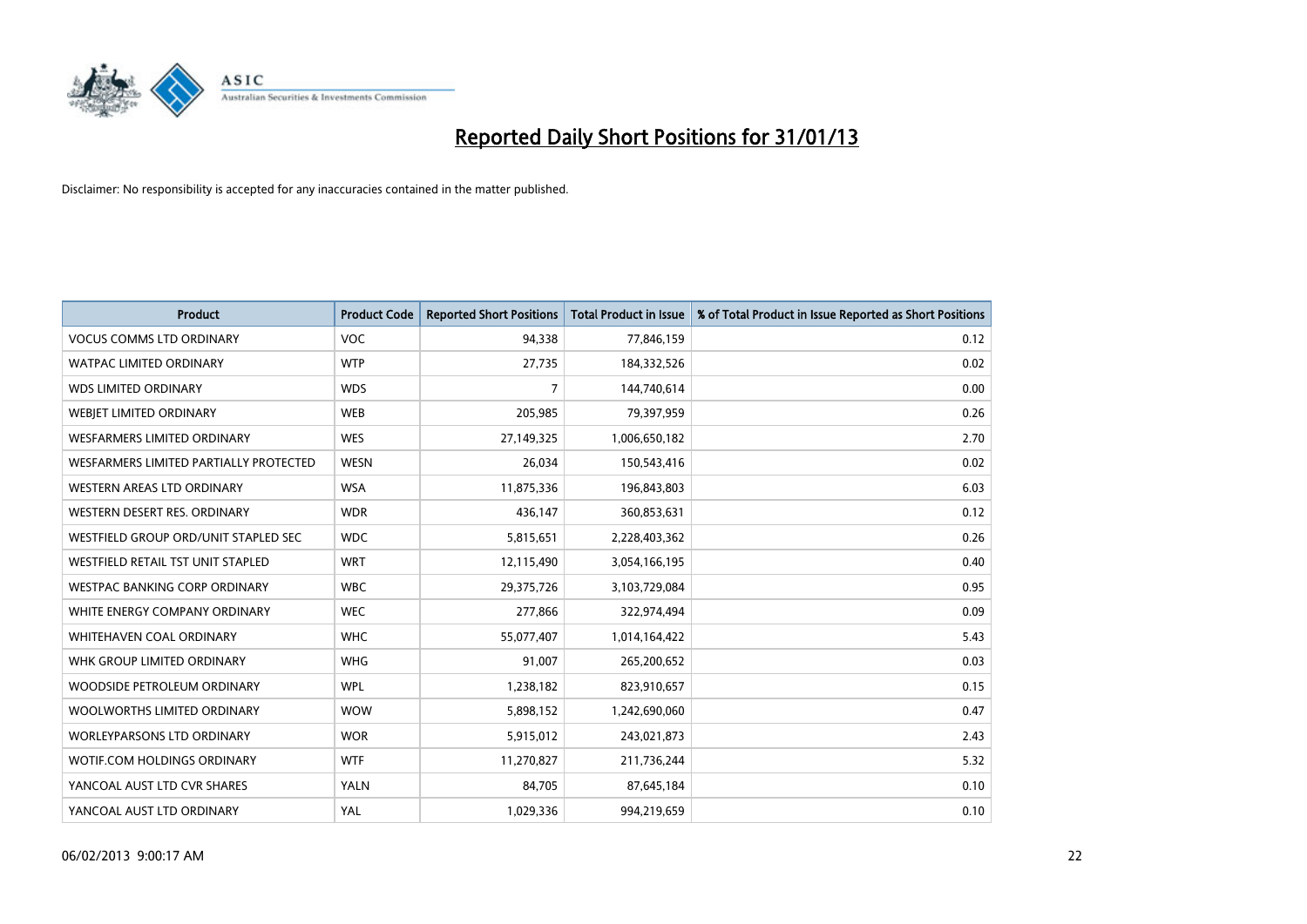# Reported Daily Short Positions for 31/01/13

Disclaimer: No responsibility is accepted for any inaccuracies contained in the matter published.

| Product | Product Code | Reported Short Positions | Total Product in Issue | % of Total Product in Issue Reported as Short Positions |
|---|---|---|---|---|
| VOCUS COMMS LTD ORDINARY | VOC | 94,338 | 77,846,159 | 0.12 |
| WATPAC LIMITED ORDINARY | WTP | 27,735 | 184,332,526 | 0.02 |
| WDS LIMITED ORDINARY | WDS | 7 | 144,740,614 | 0.00 |
| WEBJET LIMITED ORDINARY | WEB | 205,985 | 79,397,959 | 0.26 |
| WESFARMERS LIMITED ORDINARY | WES | 27,149,325 | 1,006,650,182 | 2.70 |
| WESFARMERS LIMITED PARTIALLY PROTECTED | WESN | 26,034 | 150,543,416 | 0.02 |
| WESTERN AREAS LTD ORDINARY | WSA | 11,875,336 | 196,843,803 | 6.03 |
| WESTERN DESERT RES. ORDINARY | WDR | 436,147 | 360,853,631 | 0.12 |
| WESTFIELD GROUP ORD/UNIT STAPLED SEC | WDC | 5,815,651 | 2,228,403,362 | 0.26 |
| WESTFIELD RETAIL TST UNIT STAPLED | WRT | 12,115,490 | 3,054,166,195 | 0.40 |
| WESTPAC BANKING CORP ORDINARY | WBC | 29,375,726 | 3,103,729,084 | 0.95 |
| WHITE ENERGY COMPANY ORDINARY | WEC | 277,866 | 322,974,494 | 0.09 |
| WHITEHAVEN COAL ORDINARY | WHC | 55,077,407 | 1,014,164,422 | 5.43 |
| WHK GROUP LIMITED ORDINARY | WHG | 91,007 | 265,200,652 | 0.03 |
| WOODSIDE PETROLEUM ORDINARY | WPL | 1,238,182 | 823,910,657 | 0.15 |
| WOOLWORTHS LIMITED ORDINARY | WOW | 5,898,152 | 1,242,690,060 | 0.47 |
| WORLEYPARSONS LTD ORDINARY | WOR | 5,915,012 | 243,021,873 | 2.43 |
| WOTIF.COM HOLDINGS ORDINARY | WTF | 11,270,827 | 211,736,244 | 5.32 |
| YANCOAL AUST LTD CVR SHARES | YALN | 84,705 | 87,645,184 | 0.10 |
| YANCOAL AUST LTD ORDINARY | YAL | 1,029,336 | 994,219,659 | 0.10 |

06/02/2013 9:00:17 AM